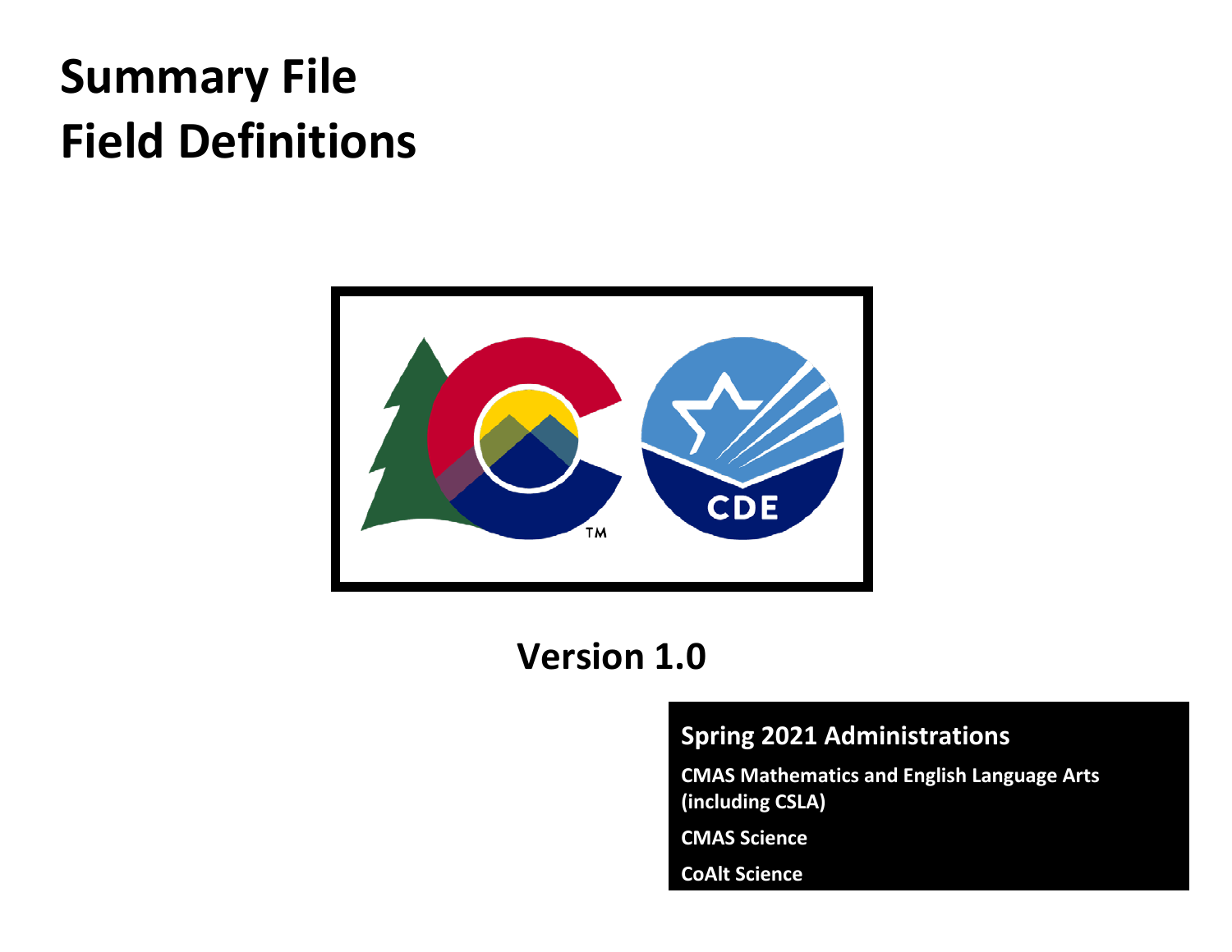# Summary File
# Field Definitions

## Version 1.0

**Spring 2021 Administrations**

**CMAS Mathematics and English Language Arts (including CSLA)**

**CMAS Science**

**CoAlt Science**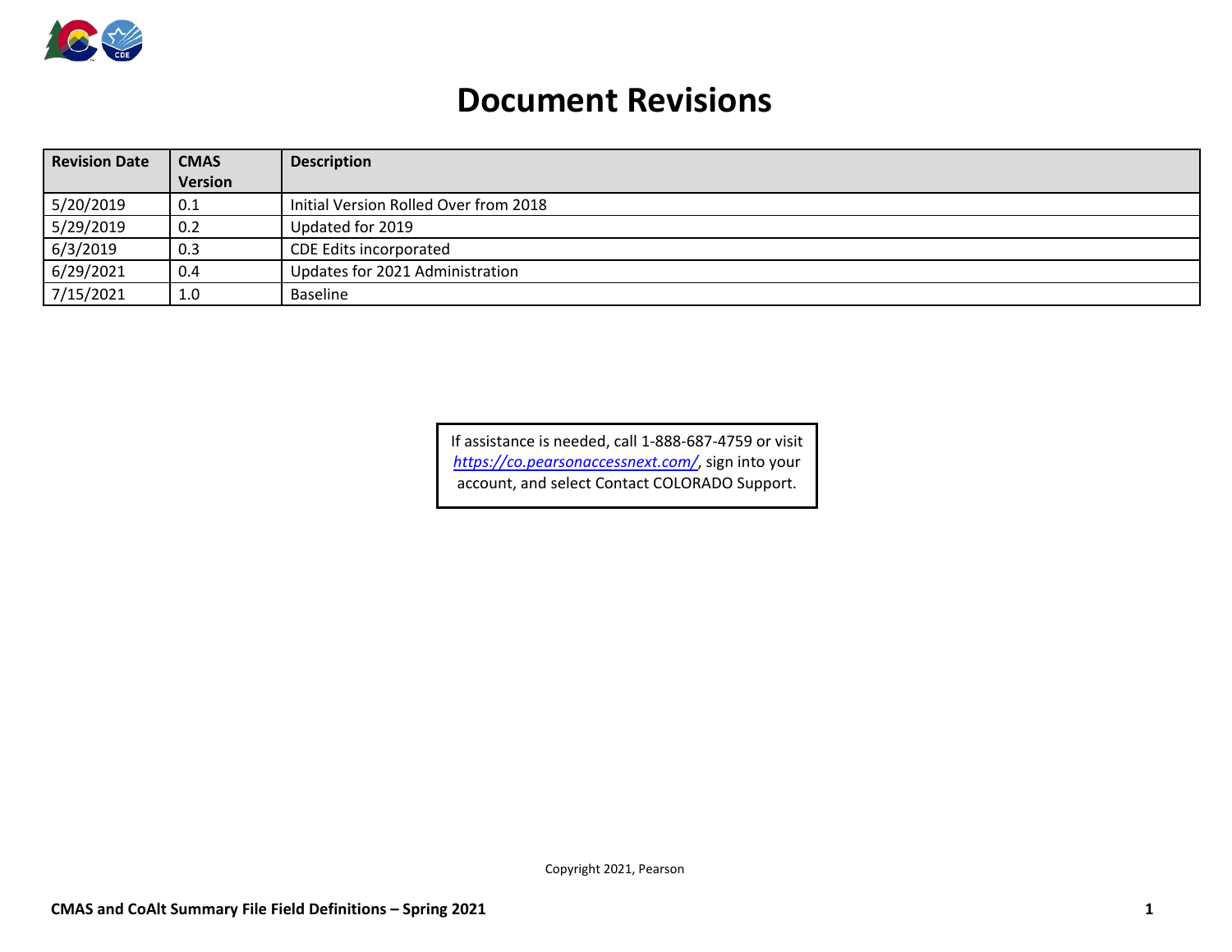# Document Revisions

| Revision Date | CMAS Version | Description |
|---|---|---|
| 5/20/2019 | 0.1 | Initial Version Rolled Over from 2018 |
| 5/29/2019 | 0.2 | Updated for 2019 |
| 6/3/2019 | 0.3 | CDE Edits incorporated |
| 6/29/2021 | 0.4 | Updates for 2021 Administration |
| 7/15/2021 | 1.0 | Baseline |

If assistance is needed, call 1-888-687-4759 or visit *https://co.pearsonaccessnext.com/*, sign into your account, and select Contact COLORADO Support.

Copyright 2021, Pearson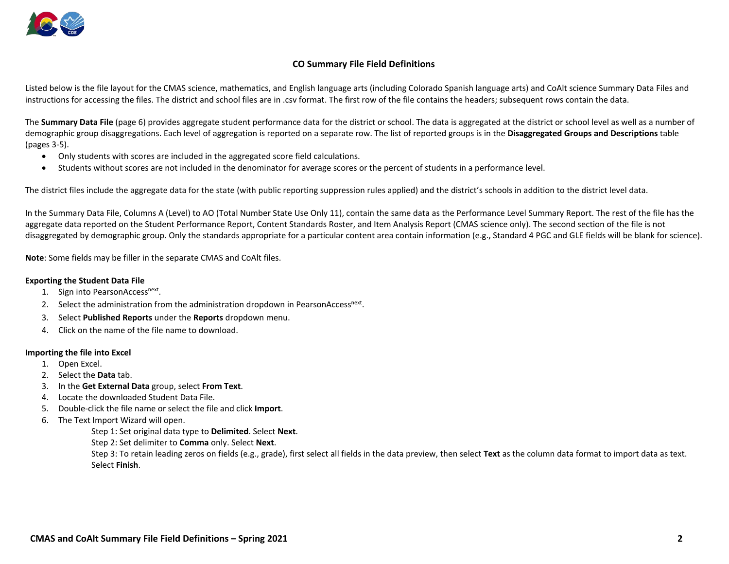## CO Summary File Field Definitions

Listed below is the file layout for the CMAS science, mathematics, and English language arts (including Colorado Spanish language arts) and CoAlt science Summary Data Files and instructions for accessing the files. The district and school files are in .csv format. The first row of the file contains the headers; subsequent rows contain the data.

The **Summary Data File** (page 6) provides aggregate student performance data for the district or school. The data is aggregated at the district or school level as well as a number of demographic group disaggregations. Each level of aggregation is reported on a separate row. The list of reported groups is in the **Disaggregated Groups and Descriptions** table (pages 3-5).

- Only students with scores are included in the aggregated score field calculations.
- Students without scores are not included in the denominator for average scores or the percent of students in a performance level.

The district files include the aggregate data for the state (with public reporting suppression rules applied) and the district's schools in addition to the district level data.

In the Summary Data File, Columns A (Level) to AO (Total Number State Use Only 11), contain the same data as the Performance Level Summary Report. The rest of the file has the aggregate data reported on the Student Performance Report, Content Standards Roster, and Item Analysis Report (CMAS science only). The second section of the file is not disaggregated by demographic group. Only the standards appropriate for a particular content area contain information (e.g., Standard 4 PGC and GLE fields will be blank for science).

**Note**: Some fields may be filler in the separate CMAS and CoAlt files.

**Exporting the Student Data File**

1. Sign into PearsonAccess[next].
2. Select the administration from the administration dropdown in PearsonAccess[next].
3. Select **Published Reports** under the **Reports** dropdown menu.
4. Click on the name of the file name to download.

**Importing the file into Excel**

1. Open Excel.
2. Select the **Data** tab.
3. In the **Get External Data** group, select **From Text**.
4. Locate the downloaded Student Data File.
5. Double-click the file name or select the file and click **Import**.
6. The Text Import Wizard will open.
   - Step 1: Set original data type to **Delimited**. Select **Next**.
   - Step 2: Set delimiter to **Comma** only. Select **Next**.
   - Step 3: To retain leading zeros on fields (e.g., grade), first select all fields in the data preview, then select **Text** as the column data format to import data as text. Select **Finish**.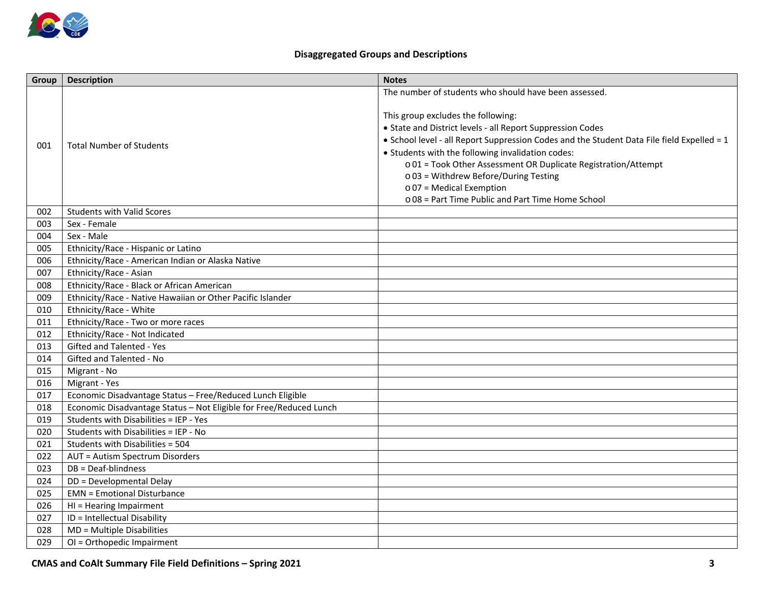## Disaggregated Groups and Descriptions

| Group | Description | Notes |
|---|---|---|
| 001 | Total Number of Students | The number of students who should have been assessed.<br><br>This group excludes the following:<br>• State and District levels - all Report Suppression Codes<br>• School level - all Report Suppression Codes and the Student Data File field Expelled = 1<br>• Students with the following invalidation codes:<br>o 01 = Took Other Assessment OR Duplicate Registration/Attempt<br>o 03 = Withdrew Before/During Testing<br>o 07 = Medical Exemption<br>o 08 = Part Time Public and Part Time Home School |
| 002 | Students with Valid Scores | |
| 003 | Sex - Female | |
| 004 | Sex - Male | |
| 005 | Ethnicity/Race - Hispanic or Latino | |
| 006 | Ethnicity/Race - American Indian or Alaska Native | |
| 007 | Ethnicity/Race - Asian | |
| 008 | Ethnicity/Race - Black or African American | |
| 009 | Ethnicity/Race - Native Hawaiian or Other Pacific Islander | |
| 010 | Ethnicity/Race - White | |
| 011 | Ethnicity/Race - Two or more races | |
| 012 | Ethnicity/Race - Not Indicated | |
| 013 | Gifted and Talented - Yes | |
| 014 | Gifted and Talented - No | |
| 015 | Migrant - No | |
| 016 | Migrant - Yes | |
| 017 | Economic Disadvantage Status – Free/Reduced Lunch Eligible | |
| 018 | Economic Disadvantage Status – Not Eligible for Free/Reduced Lunch | |
| 019 | Students with Disabilities = IEP - Yes | |
| 020 | Students with Disabilities = IEP - No | |
| 021 | Students with Disabilities = 504 | |
| 022 | AUT = Autism Spectrum Disorders | |
| 023 | DB = Deaf-blindness | |
| 024 | DD = Developmental Delay | |
| 025 | EMN = Emotional Disturbance | |
| 026 | HI = Hearing Impairment | |
| 027 | ID = Intellectual Disability | |
| 028 | MD = Multiple Disabilities | |
| 029 | OI = Orthopedic Impairment | |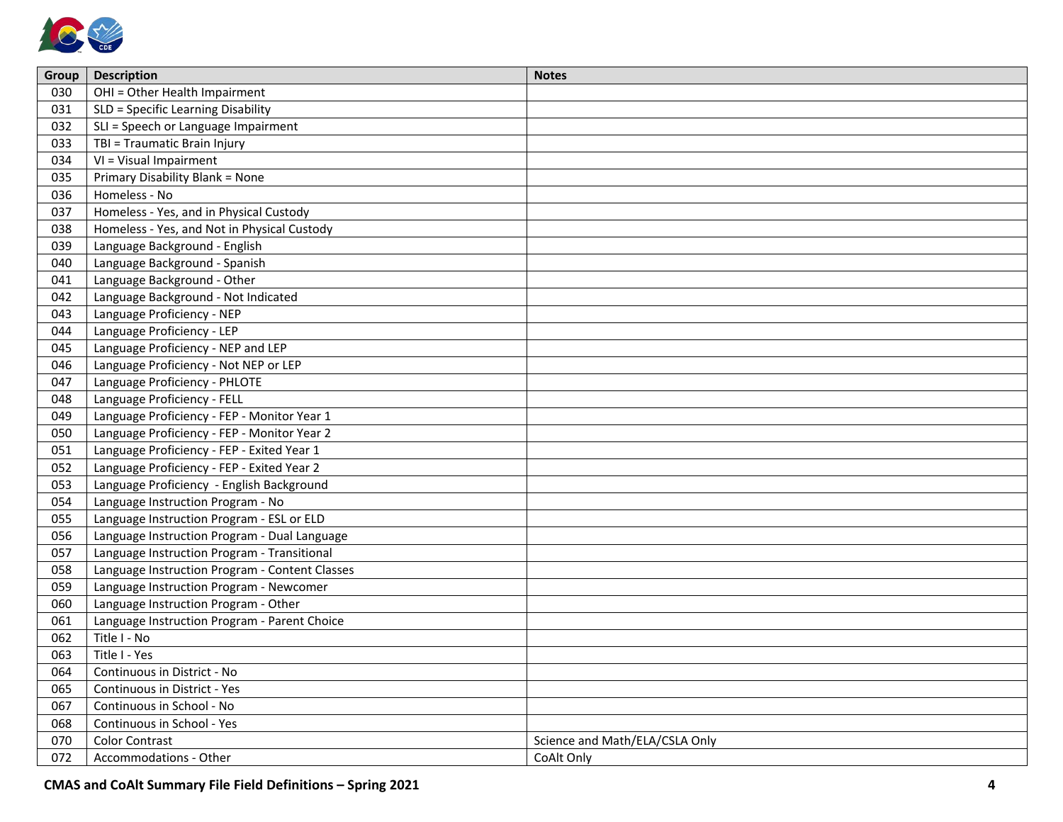| Group | Description | Notes |
|---|---|---|
| 030 | OHI = Other Health Impairment | |
| 031 | SLD = Specific Learning Disability | |
| 032 | SLI = Speech or Language Impairment | |
| 033 | TBI = Traumatic Brain Injury | |
| 034 | VI = Visual Impairment | |
| 035 | Primary Disability Blank = None | |
| 036 | Homeless - No | |
| 037 | Homeless - Yes, and in Physical Custody | |
| 038 | Homeless - Yes, and Not in Physical Custody | |
| 039 | Language Background - English | |
| 040 | Language Background - Spanish | |
| 041 | Language Background - Other | |
| 042 | Language Background - Not Indicated | |
| 043 | Language Proficiency - NEP | |
| 044 | Language Proficiency - LEP | |
| 045 | Language Proficiency - NEP and LEP | |
| 046 | Language Proficiency - Not NEP or LEP | |
| 047 | Language Proficiency - PHLOTE | |
| 048 | Language Proficiency - FELL | |
| 049 | Language Proficiency - FEP - Monitor Year 1 | |
| 050 | Language Proficiency - FEP - Monitor Year 2 | |
| 051 | Language Proficiency - FEP - Exited Year 1 | |
| 052 | Language Proficiency - FEP - Exited Year 2 | |
| 053 | Language Proficiency - English Background | |
| 054 | Language Instruction Program - No | |
| 055 | Language Instruction Program - ESL or ELD | |
| 056 | Language Instruction Program - Dual Language | |
| 057 | Language Instruction Program - Transitional | |
| 058 | Language Instruction Program - Content Classes | |
| 059 | Language Instruction Program - Newcomer | |
| 060 | Language Instruction Program - Other | |
| 061 | Language Instruction Program - Parent Choice | |
| 062 | Title I - No | |
| 063 | Title I - Yes | |
| 064 | Continuous in District - No | |
| 065 | Continuous in District - Yes | |
| 067 | Continuous in School - No | |
| 068 | Continuous in School - Yes | |
| 070 | Color Contrast | Science and Math/ELA/CSLA Only |
| 072 | Accommodations - Other | CoAlt Only |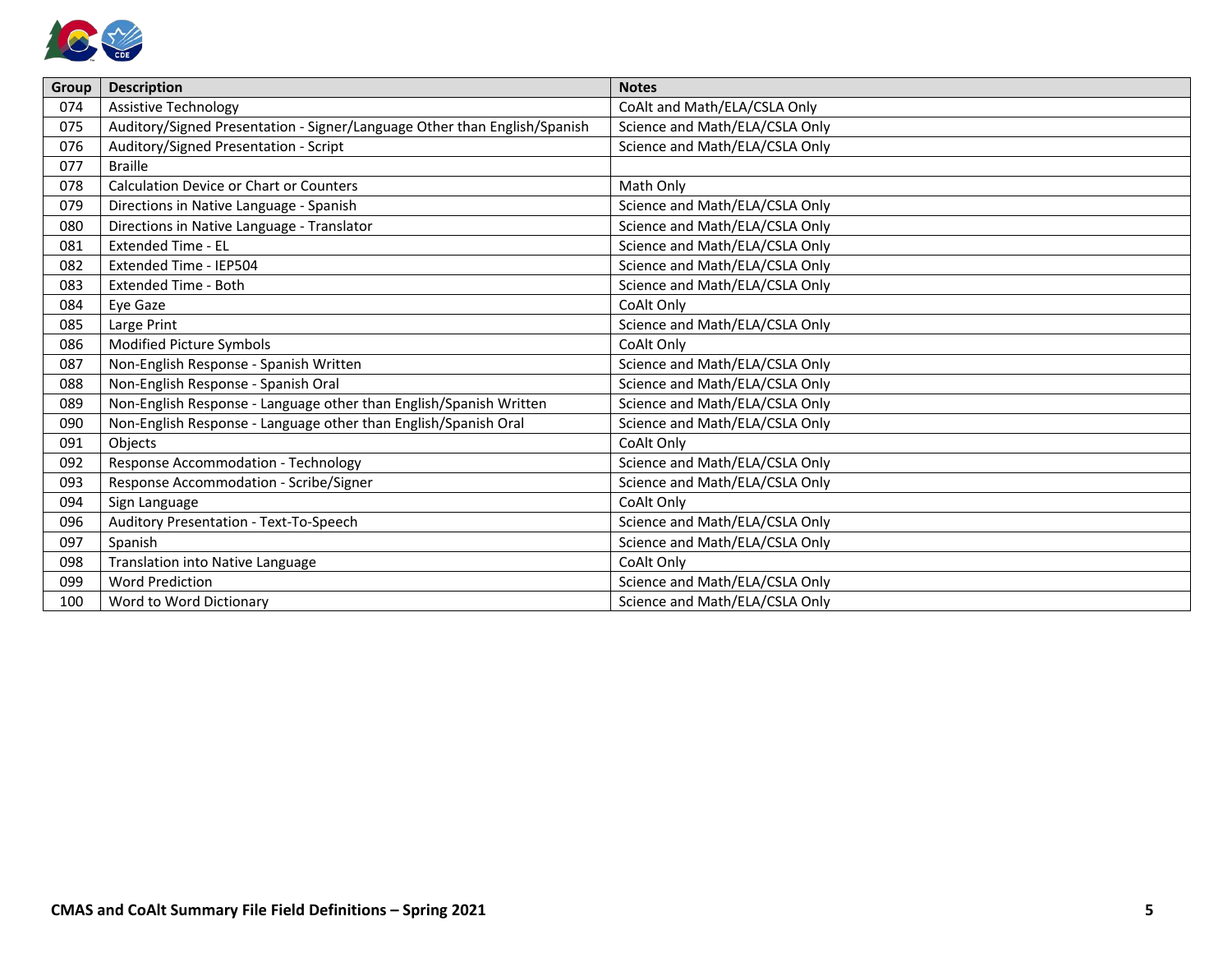| Group | Description | Notes |
|---|---|---|
| 074 | Assistive Technology | CoAlt and Math/ELA/CSLA Only |
| 075 | Auditory/Signed Presentation - Signer/Language Other than English/Spanish | Science and Math/ELA/CSLA Only |
| 076 | Auditory/Signed Presentation - Script | Science and Math/ELA/CSLA Only |
| 077 | Braille | |
| 078 | Calculation Device or Chart or Counters | Math Only |
| 079 | Directions in Native Language - Spanish | Science and Math/ELA/CSLA Only |
| 080 | Directions in Native Language - Translator | Science and Math/ELA/CSLA Only |
| 081 | Extended Time - EL | Science and Math/ELA/CSLA Only |
| 082 | Extended Time - IEP504 | Science and Math/ELA/CSLA Only |
| 083 | Extended Time - Both | Science and Math/ELA/CSLA Only |
| 084 | Eye Gaze | CoAlt Only |
| 085 | Large Print | Science and Math/ELA/CSLA Only |
| 086 | Modified Picture Symbols | CoAlt Only |
| 087 | Non-English Response - Spanish Written | Science and Math/ELA/CSLA Only |
| 088 | Non-English Response - Spanish Oral | Science and Math/ELA/CSLA Only |
| 089 | Non-English Response - Language other than English/Spanish Written | Science and Math/ELA/CSLA Only |
| 090 | Non-English Response - Language other than English/Spanish Oral | Science and Math/ELA/CSLA Only |
| 091 | Objects | CoAlt Only |
| 092 | Response Accommodation - Technology | Science and Math/ELA/CSLA Only |
| 093 | Response Accommodation - Scribe/Signer | Science and Math/ELA/CSLA Only |
| 094 | Sign Language | CoAlt Only |
| 096 | Auditory Presentation - Text-To-Speech | Science and Math/ELA/CSLA Only |
| 097 | Spanish | Science and Math/ELA/CSLA Only |
| 098 | Translation into Native Language | CoAlt Only |
| 099 | Word Prediction | Science and Math/ELA/CSLA Only |
| 100 | Word to Word Dictionary | Science and Math/ELA/CSLA Only |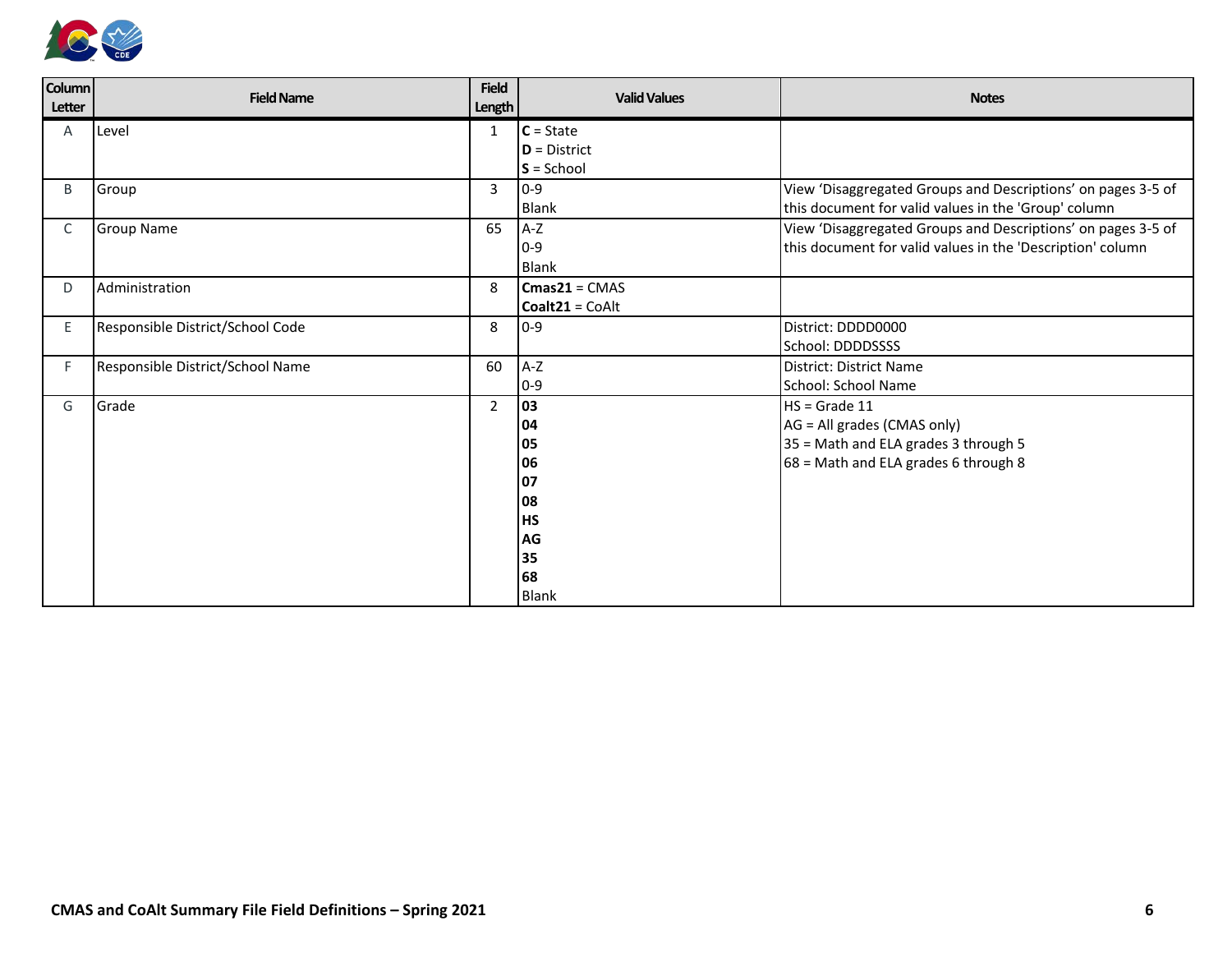| Column Letter | Field Name | Field Length | Valid Values | Notes |
|---|---|---|---|---|
| A | Level | 1 | **C** = State<br>**D** = District<br>**S** = School | |
| B | Group | 3 | 0-9<br>Blank | View 'Disaggregated Groups and Descriptions' on pages 3-5 of this document for valid values in the 'Group' column |
| C | Group Name | 65 | A-Z<br>0-9<br>Blank | View 'Disaggregated Groups and Descriptions' on pages 3-5 of this document for valid values in the 'Description' column |
| D | Administration | 8 | **Cmas21** = CMAS<br>**Coalt21** = CoAlt | |
| E | Responsible District/School Code | 8 | 0-9 | District: DDDD0000<br>School: DDDDSSSS |
| F | Responsible District/School Name | 60 | A-Z<br>0-9 | District: District Name<br>School: School Name |
| G | Grade | 2 | **03**<br>**04**<br>**05**<br>**06**<br>**07**<br>**08**<br>**HS**<br>**AG**<br>**35**<br>**68**<br>Blank | HS = Grade 11<br>AG = All grades (CMAS only)<br>35 = Math and ELA grades 3 through 5<br>68 = Math and ELA grades 6 through 8 |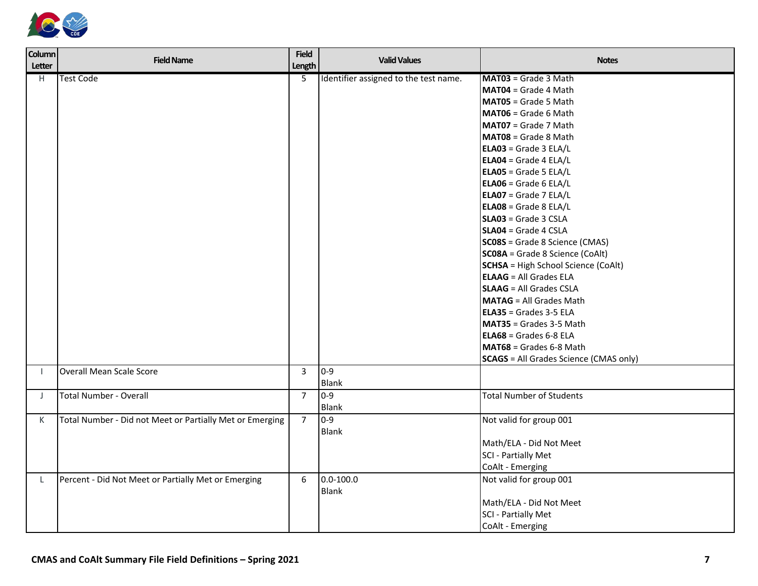| Column Letter | Field Name | Field Length | Valid Values | Notes |
|---|---|---|---|---|
| H | Test Code | 5 | Identifier assigned to the test name. | **MAT03** = Grade 3 Math<br>**MAT04** = Grade 4 Math<br>**MAT05** = Grade 5 Math<br>**MAT06** = Grade 6 Math<br>**MAT07** = Grade 7 Math<br>**MAT08** = Grade 8 Math<br>**ELA03** = Grade 3 ELA/L<br>**ELA04** = Grade 4 ELA/L<br>**ELA05** = Grade 5 ELA/L<br>**ELA06** = Grade 6 ELA/L<br>**ELA07** = Grade 7 ELA/L<br>**ELA08** = Grade 8 ELA/L<br>**SLA03** = Grade 3 CSLA<br>**SLA04** = Grade 4 CSLA<br>**SC08S** = Grade 8 Science (CMAS)<br>**SC08A** = Grade 8 Science (CoAlt)<br>**SCHSA** = High School Science (CoAlt)<br>**ELAAG** = All Grades ELA<br>**SLAAG** = All Grades CSLA<br>**MATAG** = All Grades Math<br>**ELA35** = Grades 3-5 ELA<br>**MAT35** = Grades 3-5 Math<br>**ELA68** = Grades 6-8 ELA<br>**MAT68** = Grades 6-8 Math<br>**SCAGS** = All Grades Science (CMAS only) |
| I | Overall Mean Scale Score | 3 | 0-9<br>Blank | |
| J | Total Number - Overall | 7 | 0-9<br>Blank | Total Number of Students |
| K | Total Number - Did not Meet or Partially Met or Emerging | 7 | 0-9<br>Blank | Not valid for group 001<br><br>Math/ELA - Did Not Meet<br>SCI - Partially Met<br>CoAlt - Emerging |
| L | Percent - Did Not Meet or Partially Met or Emerging | 6 | 0.0-100.0<br>Blank | Not valid for group 001<br><br>Math/ELA - Did Not Meet<br>SCI - Partially Met<br>CoAlt - Emerging |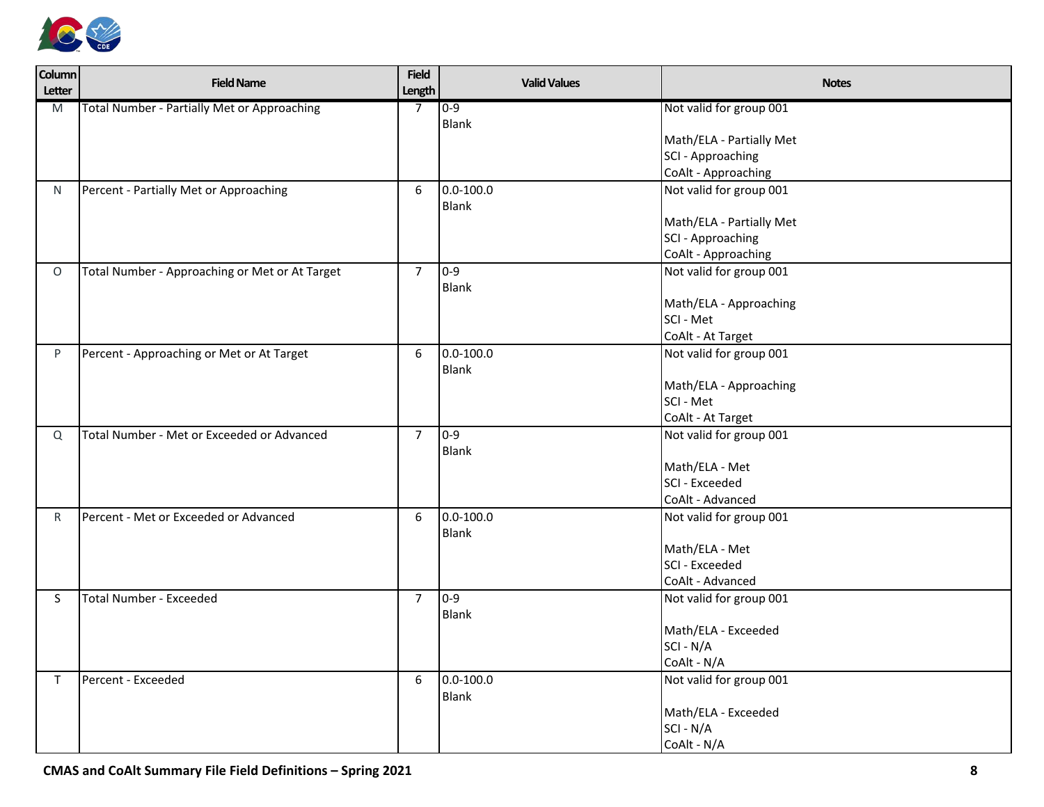| Column Letter | Field Name | Field Length | Valid Values | Notes |
|---|---|---|---|---|
| M | Total Number - Partially Met or Approaching | 7 | 0-9<br>Blank | Not valid for group 001<br><br>Math/ELA - Partially Met<br>SCI - Approaching<br>CoAlt - Approaching |
| N | Percent - Partially Met or Approaching | 6 | 0.0-100.0<br>Blank | Not valid for group 001<br><br>Math/ELA - Partially Met<br>SCI - Approaching<br>CoAlt - Approaching |
| O | Total Number - Approaching or Met or At Target | 7 | 0-9<br>Blank | Not valid for group 001<br><br>Math/ELA - Approaching<br>SCI - Met<br>CoAlt - At Target |
| P | Percent - Approaching or Met or At Target | 6 | 0.0-100.0<br>Blank | Not valid for group 001<br><br>Math/ELA - Approaching<br>SCI - Met<br>CoAlt - At Target |
| Q | Total Number - Met or Exceeded or Advanced | 7 | 0-9<br>Blank | Not valid for group 001<br><br>Math/ELA - Met<br>SCI - Exceeded<br>CoAlt - Advanced |
| R | Percent - Met or Exceeded or Advanced | 6 | 0.0-100.0<br>Blank | Not valid for group 001<br><br>Math/ELA - Met<br>SCI - Exceeded<br>CoAlt - Advanced |
| S | Total Number - Exceeded | 7 | 0-9<br>Blank | Not valid for group 001<br><br>Math/ELA - Exceeded<br>SCI - N/A<br>CoAlt - N/A |
| T | Percent - Exceeded | 6 | 0.0-100.0<br>Blank | Not valid for group 001<br><br>Math/ELA - Exceeded<br>SCI - N/A<br>CoAlt - N/A |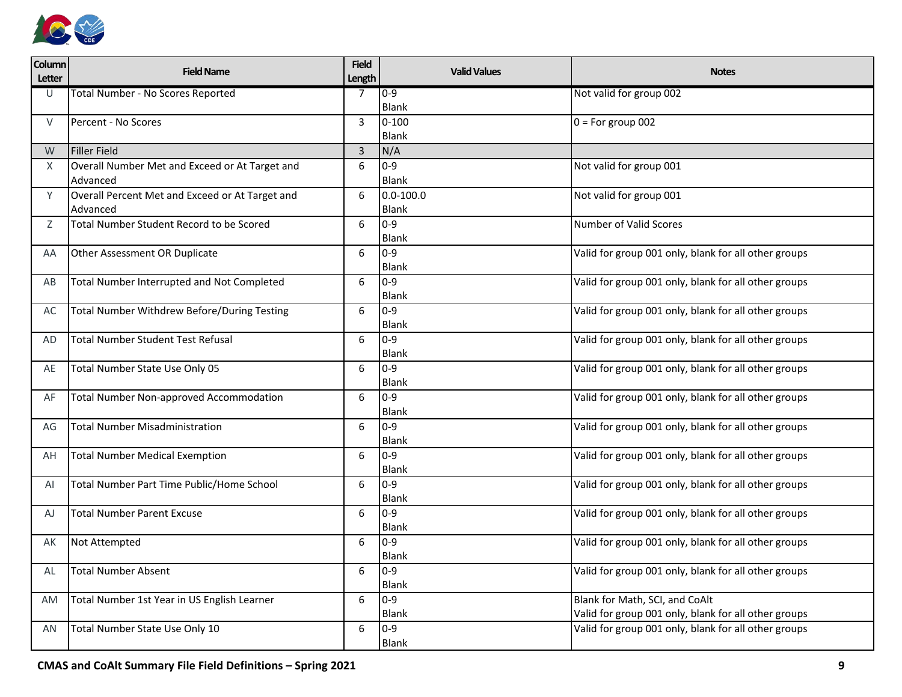| Column Letter | Field Name | Field Length | Valid Values | Notes |
|---|---|---|---|---|
| U | Total Number - No Scores Reported | 7 | 0-9<br>Blank | Not valid for group 002 |
| V | Percent - No Scores | 3 | 0-100<br>Blank | 0 = For group 002 |
| W | Filler Field | 3 | N/A | |
| X | Overall Number Met and Exceed or At Target and Advanced | 6 | 0-9<br>Blank | Not valid for group 001 |
| Y | Overall Percent Met and Exceed or At Target and Advanced | 6 | 0.0-100.0<br>Blank | Not valid for group 001 |
| Z | Total Number Student Record to be Scored | 6 | 0-9<br>Blank | Number of Valid Scores |
| AA | Other Assessment OR Duplicate | 6 | 0-9<br>Blank | Valid for group 001 only, blank for all other groups |
| AB | Total Number Interrupted and Not Completed | 6 | 0-9<br>Blank | Valid for group 001 only, blank for all other groups |
| AC | Total Number Withdrew Before/During Testing | 6 | 0-9<br>Blank | Valid for group 001 only, blank for all other groups |
| AD | Total Number Student Test Refusal | 6 | 0-9<br>Blank | Valid for group 001 only, blank for all other groups |
| AE | Total Number State Use Only 05 | 6 | 0-9<br>Blank | Valid for group 001 only, blank for all other groups |
| AF | Total Number Non-approved Accommodation | 6 | 0-9<br>Blank | Valid for group 001 only, blank for all other groups |
| AG | Total Number Misadministration | 6 | 0-9<br>Blank | Valid for group 001 only, blank for all other groups |
| AH | Total Number Medical Exemption | 6 | 0-9<br>Blank | Valid for group 001 only, blank for all other groups |
| AI | Total Number Part Time Public/Home School | 6 | 0-9<br>Blank | Valid for group 001 only, blank for all other groups |
| AJ | Total Number Parent Excuse | 6 | 0-9<br>Blank | Valid for group 001 only, blank for all other groups |
| AK | Not Attempted | 6 | 0-9<br>Blank | Valid for group 001 only, blank for all other groups |
| AL | Total Number Absent | 6 | 0-9<br>Blank | Valid for group 001 only, blank for all other groups |
| AM | Total Number 1st Year in US English Learner | 6 | 0-9<br>Blank | Blank for Math, SCI, and CoAlt<br>Valid for group 001 only, blank for all other groups |
| AN | Total Number State Use Only 10 | 6 | 0-9<br>Blank | Valid for group 001 only, blank for all other groups |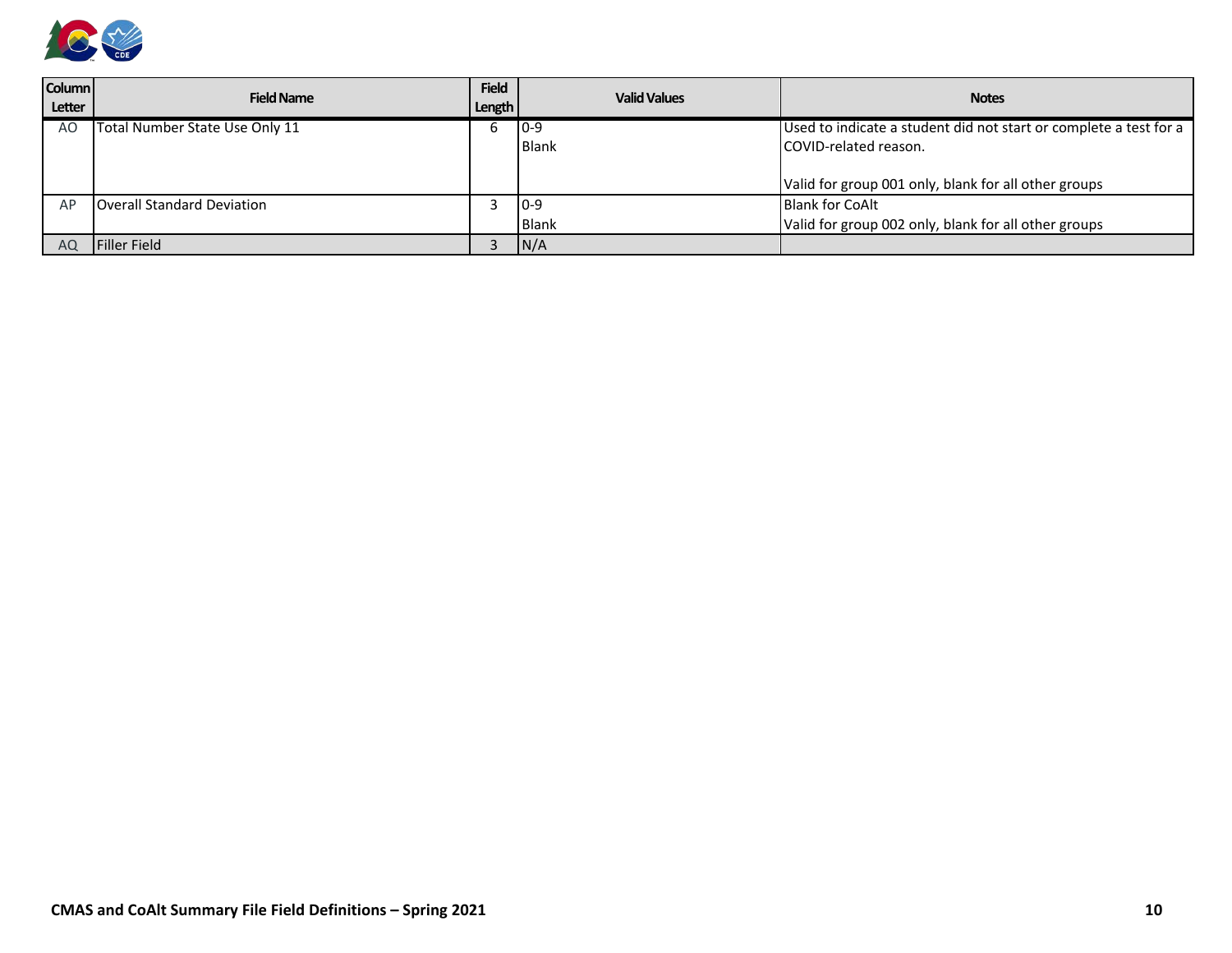| Column Letter | Field Name | Field Length | Valid Values | Notes |
|---|---|---|---|---|
| AO | Total Number State Use Only 11 | 6 | 0-9<br>Blank | Used to indicate a student did not start or complete a test for a COVID-related reason.<br><br>Valid for group 001 only, blank for all other groups |
| AP | Overall Standard Deviation | 3 | 0-9<br>Blank | Blank for CoAlt<br>Valid for group 002 only, blank for all other groups |
| AQ | Filler Field | 3 | N/A | |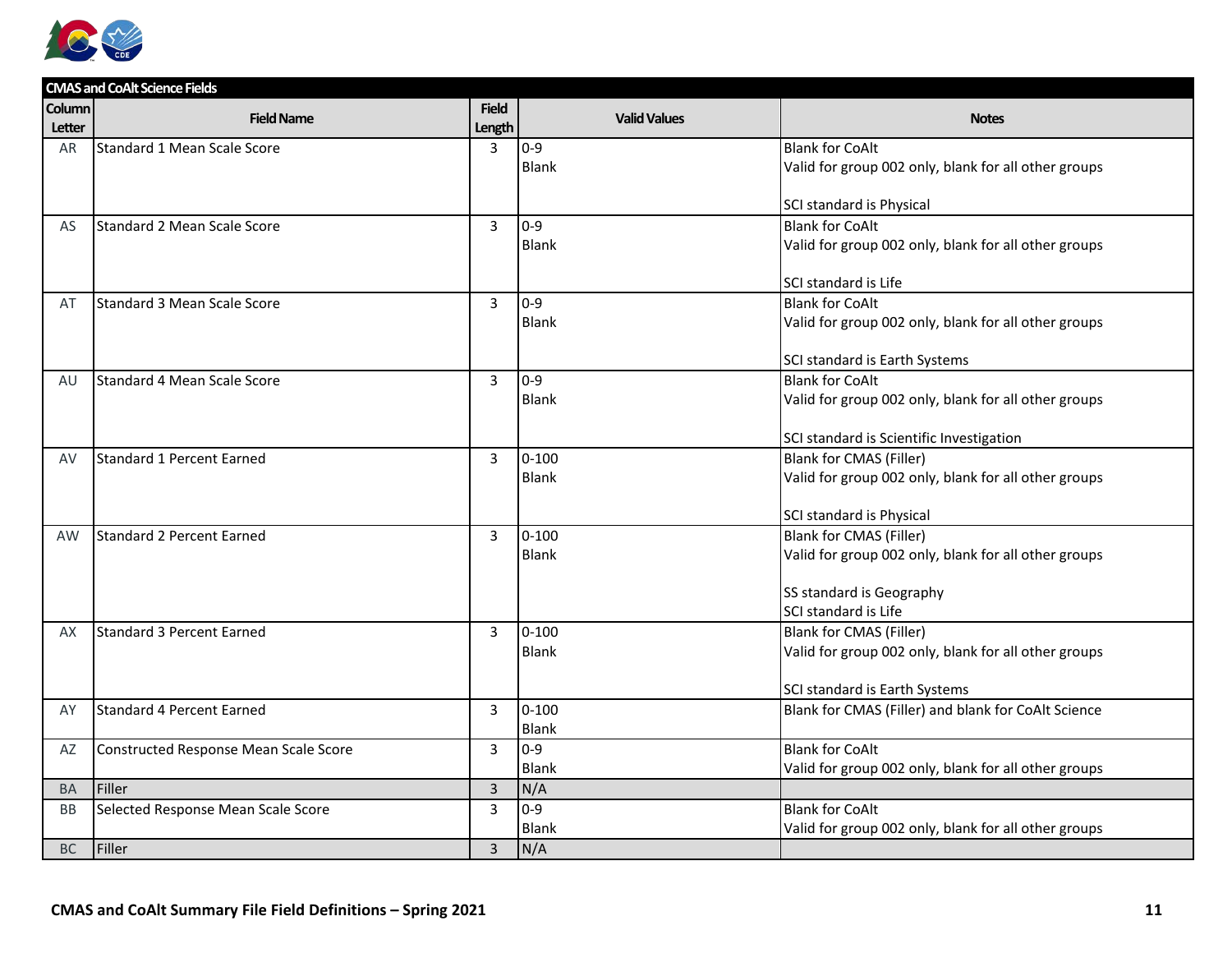| CMAS and CoAlt Science Fields | | | | |
|---|---|---|---|---|
| Column Letter | Field Name | Field Length | Valid Values | Notes |
| AR | Standard 1 Mean Scale Score | 3 | 0-9<br>Blank | Blank for CoAlt<br>Valid for group 002 only, blank for all other groups<br><br>SCI standard is Physical |
| AS | Standard 2 Mean Scale Score | 3 | 0-9<br>Blank | Blank for CoAlt<br>Valid for group 002 only, blank for all other groups<br><br>SCI standard is Life |
| AT | Standard 3 Mean Scale Score | 3 | 0-9<br>Blank | Blank for CoAlt<br>Valid for group 002 only, blank for all other groups<br><br>SCI standard is Earth Systems |
| AU | Standard 4 Mean Scale Score | 3 | 0-9<br>Blank | Blank for CoAlt<br>Valid for group 002 only, blank for all other groups<br><br>SCI standard is Scientific Investigation |
| AV | Standard 1 Percent Earned | 3 | 0-100<br>Blank | Blank for CMAS (Filler)<br>Valid for group 002 only, blank for all other groups<br><br>SCI standard is Physical |
| AW | Standard 2 Percent Earned | 3 | 0-100<br>Blank | Blank for CMAS (Filler)<br>Valid for group 002 only, blank for all other groups<br><br>SS standard is Geography<br>SCI standard is Life |
| AX | Standard 3 Percent Earned | 3 | 0-100<br>Blank | Blank for CMAS (Filler)<br>Valid for group 002 only, blank for all other groups<br><br>SCI standard is Earth Systems |
| AY | Standard 4 Percent Earned | 3 | 0-100<br>Blank | Blank for CMAS (Filler) and blank for CoAlt Science |
| AZ | Constructed Response Mean Scale Score | 3 | 0-9<br>Blank | Blank for CoAlt<br>Valid for group 002 only, blank for all other groups |
| BA | Filler | 3 | N/A | |
| BB | Selected Response Mean Scale Score | 3 | 0-9<br>Blank | Blank for CoAlt<br>Valid for group 002 only, blank for all other groups |
| BC | Filler | 3 | N/A | |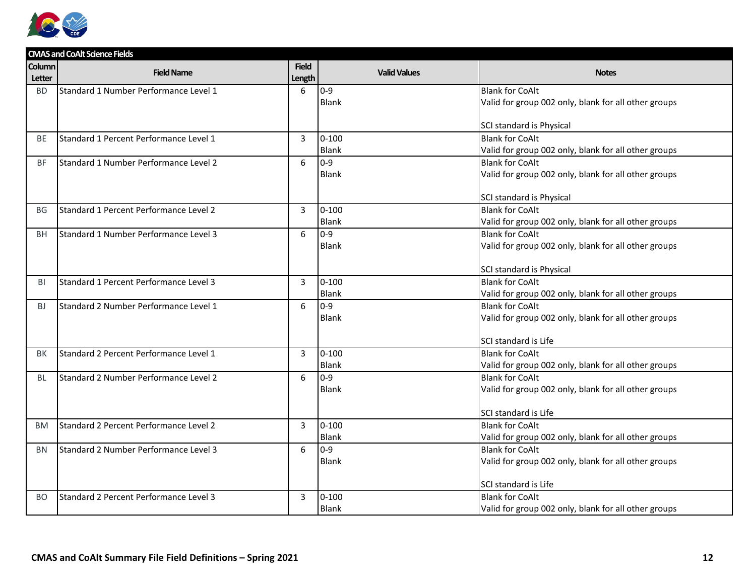| CMAS and CoAlt Science Fields | | | | |
|---|---|---|---|---|
| **Column Letter** | **Field Name** | **Field Length** | **Valid Values** | **Notes** |
| BD | Standard 1 Number Performance Level 1 | 6 | 0-9<br>Blank | Blank for CoAlt<br>Valid for group 002 only, blank for all other groups<br><br>SCI standard is Physical |
| BE | Standard 1 Percent Performance Level 1 | 3 | 0-100<br>Blank | Blank for CoAlt<br>Valid for group 002 only, blank for all other groups |
| BF | Standard 1 Number Performance Level 2 | 6 | 0-9<br>Blank | Blank for CoAlt<br>Valid for group 002 only, blank for all other groups<br><br>SCI standard is Physical |
| BG | Standard 1 Percent Performance Level 2 | 3 | 0-100<br>Blank | Blank for CoAlt<br>Valid for group 002 only, blank for all other groups |
| BH | Standard 1 Number Performance Level 3 | 6 | 0-9<br>Blank | Blank for CoAlt<br>Valid for group 002 only, blank for all other groups<br><br>SCI standard is Physical |
| BI | Standard 1 Percent Performance Level 3 | 3 | 0-100<br>Blank | Blank for CoAlt<br>Valid for group 002 only, blank for all other groups |
| BJ | Standard 2 Number Performance Level 1 | 6 | 0-9<br>Blank | Blank for CoAlt<br>Valid for group 002 only, blank for all other groups<br><br>SCI standard is Life |
| BK | Standard 2 Percent Performance Level 1 | 3 | 0-100<br>Blank | Blank for CoAlt<br>Valid for group 002 only, blank for all other groups |
| BL | Standard 2 Number Performance Level 2 | 6 | 0-9<br>Blank | Blank for CoAlt<br>Valid for group 002 only, blank for all other groups<br><br>SCI standard is Life |
| BM | Standard 2 Percent Performance Level 2 | 3 | 0-100<br>Blank | Blank for CoAlt<br>Valid for group 002 only, blank for all other groups |
| BN | Standard 2 Number Performance Level 3 | 6 | 0-9<br>Blank | Blank for CoAlt<br>Valid for group 002 only, blank for all other groups<br><br>SCI standard is Life |
| BO | Standard 2 Percent Performance Level 3 | 3 | 0-100<br>Blank | Blank for CoAlt<br>Valid for group 002 only, blank for all other groups |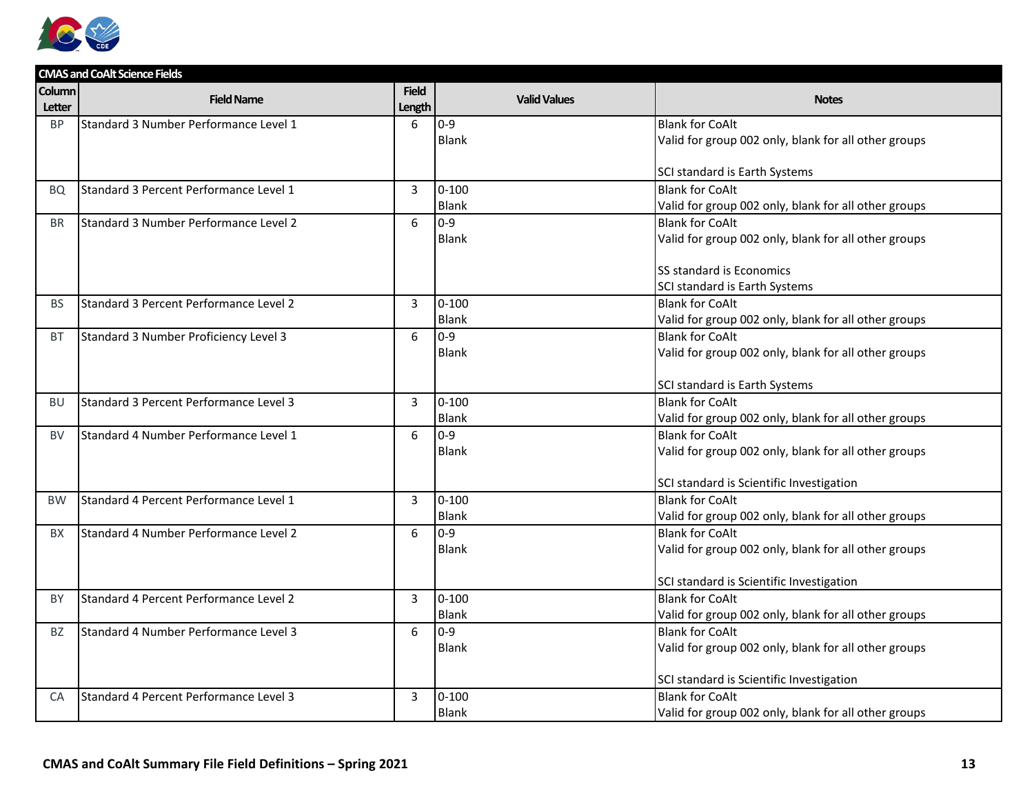| CMAS and CoAlt Science Fields | | | | |
|---|---|---|---|---|
| Column Letter | Field Name | Field Length | Valid Values | Notes |
| BP | Standard 3 Number Performance Level 1 | 6 | 0-9<br>Blank | Blank for CoAlt<br>Valid for group 002 only, blank for all other groups<br><br>SCI standard is Earth Systems |
| BQ | Standard 3 Percent Performance Level 1 | 3 | 0-100<br>Blank | Blank for CoAlt<br>Valid for group 002 only, blank for all other groups |
| BR | Standard 3 Number Performance Level 2 | 6 | 0-9<br>Blank | Blank for CoAlt<br>Valid for group 002 only, blank for all other groups<br><br>SS standard is Economics<br>SCI standard is Earth Systems |
| BS | Standard 3 Percent Performance Level 2 | 3 | 0-100<br>Blank | Blank for CoAlt<br>Valid for group 002 only, blank for all other groups |
| BT | Standard 3 Number Proficiency Level 3 | 6 | 0-9<br>Blank | Blank for CoAlt<br>Valid for group 002 only, blank for all other groups<br><br>SCI standard is Earth Systems |
| BU | Standard 3 Percent Performance Level 3 | 3 | 0-100<br>Blank | Blank for CoAlt<br>Valid for group 002 only, blank for all other groups |
| BV | Standard 4 Number Performance Level 1 | 6 | 0-9<br>Blank | Blank for CoAlt<br>Valid for group 002 only, blank for all other groups<br><br>SCI standard is Scientific Investigation |
| BW | Standard 4 Percent Performance Level 1 | 3 | 0-100<br>Blank | Blank for CoAlt<br>Valid for group 002 only, blank for all other groups |
| BX | Standard 4 Number Performance Level 2 | 6 | 0-9<br>Blank | Blank for CoAlt<br>Valid for group 002 only, blank for all other groups<br><br>SCI standard is Scientific Investigation |
| BY | Standard 4 Percent Performance Level 2 | 3 | 0-100<br>Blank | Blank for CoAlt<br>Valid for group 002 only, blank for all other groups |
| BZ | Standard 4 Number Performance Level 3 | 6 | 0-9<br>Blank | Blank for CoAlt<br>Valid for group 002 only, blank for all other groups<br><br>SCI standard is Scientific Investigation |
| CA | Standard 4 Percent Performance Level 3 | 3 | 0-100<br>Blank | Blank for CoAlt<br>Valid for group 002 only, blank for all other groups |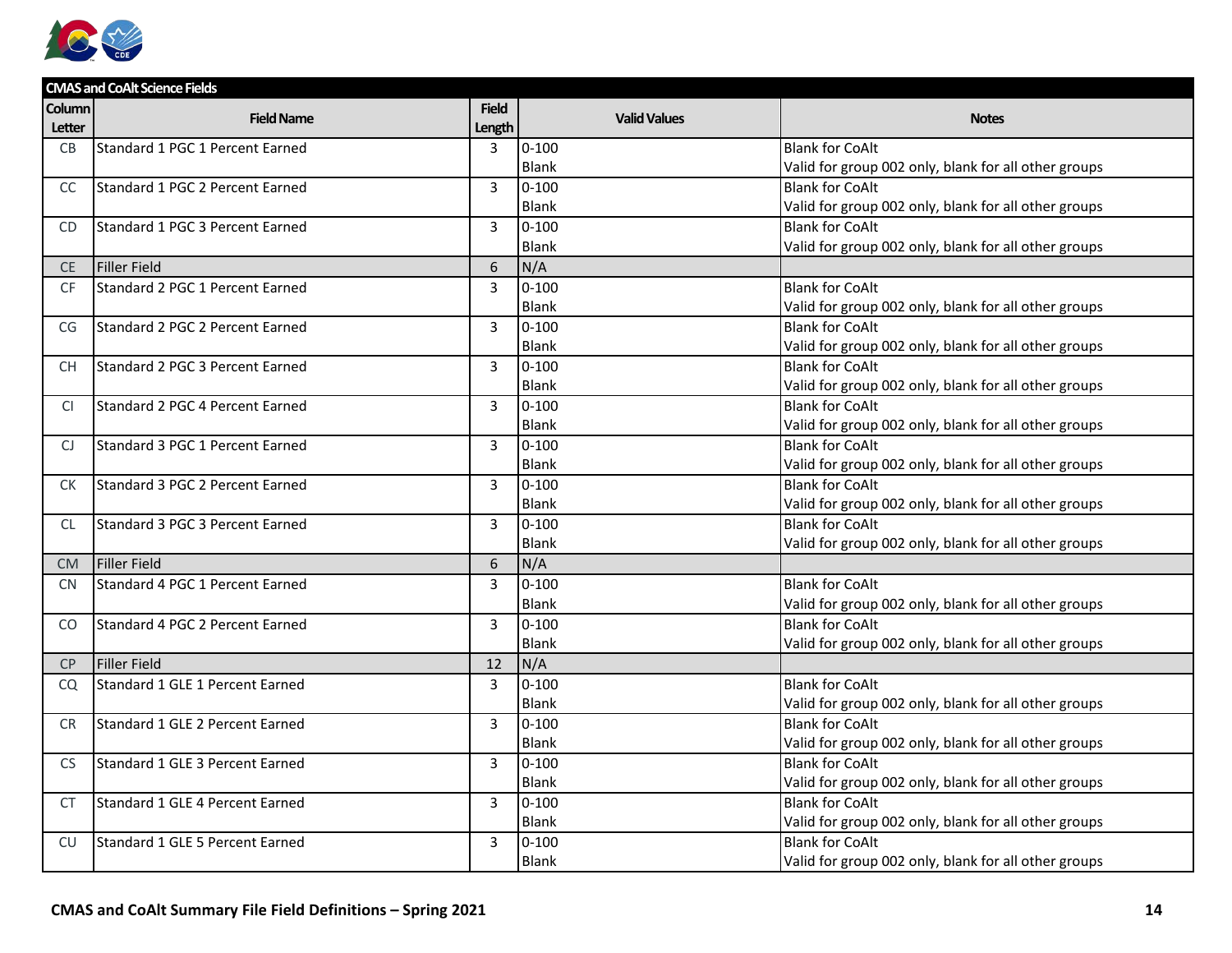| CMAS and CoAlt Science Fields | | | | |
|---|---|---|---|---|
| **Column Letter** | **Field Name** | **Field Length** | **Valid Values** | **Notes** |
| CB | Standard 1 PGC 1 Percent Earned | 3 | 0-100<br>Blank | Blank for CoAlt<br>Valid for group 002 only, blank for all other groups |
| CC | Standard 1 PGC 2 Percent Earned | 3 | 0-100<br>Blank | Blank for CoAlt<br>Valid for group 002 only, blank for all other groups |
| CD | Standard 1 PGC 3 Percent Earned | 3 | 0-100<br>Blank | Blank for CoAlt<br>Valid for group 002 only, blank for all other groups |
| CE | Filler Field | 6 | N/A | |
| CF | Standard 2 PGC 1 Percent Earned | 3 | 0-100<br>Blank | Blank for CoAlt<br>Valid for group 002 only, blank for all other groups |
| CG | Standard 2 PGC 2 Percent Earned | 3 | 0-100<br>Blank | Blank for CoAlt<br>Valid for group 002 only, blank for all other groups |
| CH | Standard 2 PGC 3 Percent Earned | 3 | 0-100<br>Blank | Blank for CoAlt<br>Valid for group 002 only, blank for all other groups |
| CI | Standard 2 PGC 4 Percent Earned | 3 | 0-100<br>Blank | Blank for CoAlt<br>Valid for group 002 only, blank for all other groups |
| CJ | Standard 3 PGC 1 Percent Earned | 3 | 0-100<br>Blank | Blank for CoAlt<br>Valid for group 002 only, blank for all other groups |
| CK | Standard 3 PGC 2 Percent Earned | 3 | 0-100<br>Blank | Blank for CoAlt<br>Valid for group 002 only, blank for all other groups |
| CL | Standard 3 PGC 3 Percent Earned | 3 | 0-100<br>Blank | Blank for CoAlt<br>Valid for group 002 only, blank for all other groups |
| CM | Filler Field | 6 | N/A | |
| CN | Standard 4 PGC 1 Percent Earned | 3 | 0-100<br>Blank | Blank for CoAlt<br>Valid for group 002 only, blank for all other groups |
| CO | Standard 4 PGC 2 Percent Earned | 3 | 0-100<br>Blank | Blank for CoAlt<br>Valid for group 002 only, blank for all other groups |
| CP | Filler Field | 12 | N/A | |
| CQ | Standard 1 GLE 1 Percent Earned | 3 | 0-100<br>Blank | Blank for CoAlt<br>Valid for group 002 only, blank for all other groups |
| CR | Standard 1 GLE 2 Percent Earned | 3 | 0-100<br>Blank | Blank for CoAlt<br>Valid for group 002 only, blank for all other groups |
| CS | Standard 1 GLE 3 Percent Earned | 3 | 0-100<br>Blank | Blank for CoAlt<br>Valid for group 002 only, blank for all other groups |
| CT | Standard 1 GLE 4 Percent Earned | 3 | 0-100<br>Blank | Blank for CoAlt<br>Valid for group 002 only, blank for all other groups |
| CU | Standard 1 GLE 5 Percent Earned | 3 | 0-100<br>Blank | Blank for CoAlt<br>Valid for group 002 only, blank for all other groups |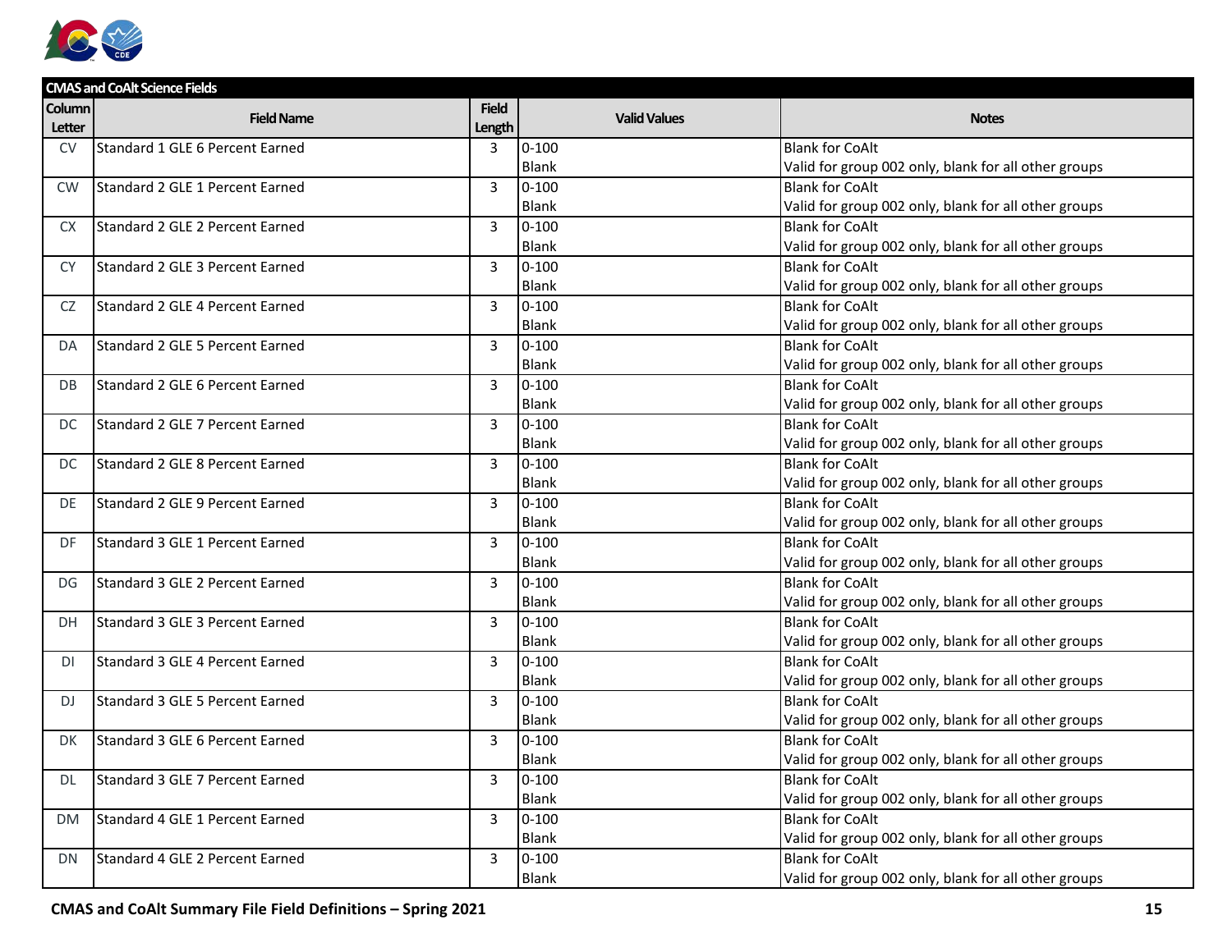| CMAS and CoAlt Science Fields | | | | |
|---|---|---|---|---|
| Column Letter | Field Name | Field Length | Valid Values | Notes |
| CV | Standard 1 GLE 6 Percent Earned | 3 | 0-100<br>Blank | Blank for CoAlt<br>Valid for group 002 only, blank for all other groups |
| CW | Standard 2 GLE 1 Percent Earned | 3 | 0-100<br>Blank | Blank for CoAlt<br>Valid for group 002 only, blank for all other groups |
| CX | Standard 2 GLE 2 Percent Earned | 3 | 0-100<br>Blank | Blank for CoAlt<br>Valid for group 002 only, blank for all other groups |
| CY | Standard 2 GLE 3 Percent Earned | 3 | 0-100<br>Blank | Blank for CoAlt<br>Valid for group 002 only, blank for all other groups |
| CZ | Standard 2 GLE 4 Percent Earned | 3 | 0-100<br>Blank | Blank for CoAlt<br>Valid for group 002 only, blank for all other groups |
| DA | Standard 2 GLE 5 Percent Earned | 3 | 0-100<br>Blank | Blank for CoAlt<br>Valid for group 002 only, blank for all other groups |
| DB | Standard 2 GLE 6 Percent Earned | 3 | 0-100<br>Blank | Blank for CoAlt<br>Valid for group 002 only, blank for all other groups |
| DC | Standard 2 GLE 7 Percent Earned | 3 | 0-100<br>Blank | Blank for CoAlt<br>Valid for group 002 only, blank for all other groups |
| DC | Standard 2 GLE 8 Percent Earned | 3 | 0-100<br>Blank | Blank for CoAlt<br>Valid for group 002 only, blank for all other groups |
| DE | Standard 2 GLE 9 Percent Earned | 3 | 0-100<br>Blank | Blank for CoAlt<br>Valid for group 002 only, blank for all other groups |
| DF | Standard 3 GLE 1 Percent Earned | 3 | 0-100<br>Blank | Blank for CoAlt<br>Valid for group 002 only, blank for all other groups |
| DG | Standard 3 GLE 2 Percent Earned | 3 | 0-100<br>Blank | Blank for CoAlt<br>Valid for group 002 only, blank for all other groups |
| DH | Standard 3 GLE 3 Percent Earned | 3 | 0-100<br>Blank | Blank for CoAlt<br>Valid for group 002 only, blank for all other groups |
| DI | Standard 3 GLE 4 Percent Earned | 3 | 0-100<br>Blank | Blank for CoAlt<br>Valid for group 002 only, blank for all other groups |
| DJ | Standard 3 GLE 5 Percent Earned | 3 | 0-100<br>Blank | Blank for CoAlt<br>Valid for group 002 only, blank for all other groups |
| DK | Standard 3 GLE 6 Percent Earned | 3 | 0-100<br>Blank | Blank for CoAlt<br>Valid for group 002 only, blank for all other groups |
| DL | Standard 3 GLE 7 Percent Earned | 3 | 0-100<br>Blank | Blank for CoAlt<br>Valid for group 002 only, blank for all other groups |
| DM | Standard 4 GLE 1 Percent Earned | 3 | 0-100<br>Blank | Blank for CoAlt<br>Valid for group 002 only, blank for all other groups |
| DN | Standard 4 GLE 2 Percent Earned | 3 | 0-100<br>Blank | Blank for CoAlt<br>Valid for group 002 only, blank for all other groups |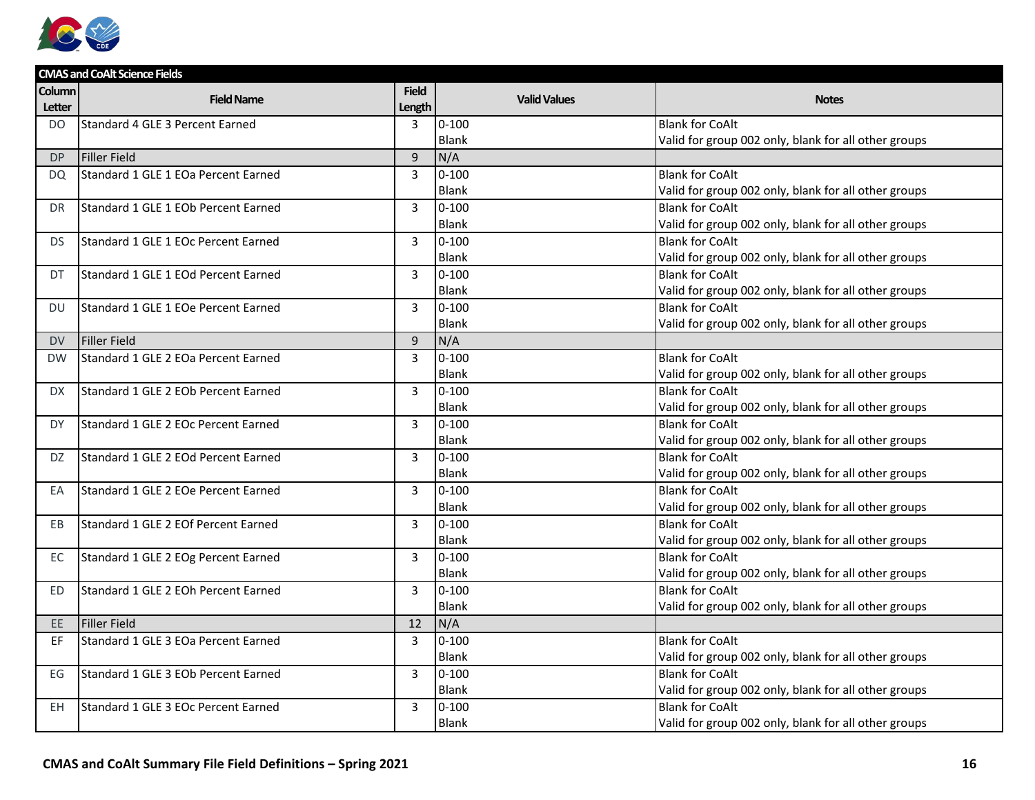| CMAS and CoAlt Science Fields | | | | |
|---|---|---|---|---|
| Column Letter | Field Name | Field Length | Valid Values | Notes |
| DO | Standard 4 GLE 3 Percent Earned | 3 | 0-100<br>Blank | Blank for CoAlt<br>Valid for group 002 only, blank for all other groups |
| DP | Filler Field | 9 | N/A | |
| DQ | Standard 1 GLE 1 EOa Percent Earned | 3 | 0-100<br>Blank | Blank for CoAlt<br>Valid for group 002 only, blank for all other groups |
| DR | Standard 1 GLE 1 EOb Percent Earned | 3 | 0-100<br>Blank | Blank for CoAlt<br>Valid for group 002 only, blank for all other groups |
| DS | Standard 1 GLE 1 EOc Percent Earned | 3 | 0-100<br>Blank | Blank for CoAlt<br>Valid for group 002 only, blank for all other groups |
| DT | Standard 1 GLE 1 EOd Percent Earned | 3 | 0-100<br>Blank | Blank for CoAlt<br>Valid for group 002 only, blank for all other groups |
| DU | Standard 1 GLE 1 EOe Percent Earned | 3 | 0-100<br>Blank | Blank for CoAlt<br>Valid for group 002 only, blank for all other groups |
| DV | Filler Field | 9 | N/A | |
| DW | Standard 1 GLE 2 EOa Percent Earned | 3 | 0-100<br>Blank | Blank for CoAlt<br>Valid for group 002 only, blank for all other groups |
| DX | Standard 1 GLE 2 EOb Percent Earned | 3 | 0-100<br>Blank | Blank for CoAlt<br>Valid for group 002 only, blank for all other groups |
| DY | Standard 1 GLE 2 EOc Percent Earned | 3 | 0-100<br>Blank | Blank for CoAlt<br>Valid for group 002 only, blank for all other groups |
| DZ | Standard 1 GLE 2 EOd Percent Earned | 3 | 0-100<br>Blank | Blank for CoAlt<br>Valid for group 002 only, blank for all other groups |
| EA | Standard 1 GLE 2 EOe Percent Earned | 3 | 0-100<br>Blank | Blank for CoAlt<br>Valid for group 002 only, blank for all other groups |
| EB | Standard 1 GLE 2 EOf Percent Earned | 3 | 0-100<br>Blank | Blank for CoAlt<br>Valid for group 002 only, blank for all other groups |
| EC | Standard 1 GLE 2 EOg Percent Earned | 3 | 0-100<br>Blank | Blank for CoAlt<br>Valid for group 002 only, blank for all other groups |
| ED | Standard 1 GLE 2 EOh Percent Earned | 3 | 0-100<br>Blank | Blank for CoAlt<br>Valid for group 002 only, blank for all other groups |
| EE | Filler Field | 12 | N/A | |
| EF | Standard 1 GLE 3 EOa Percent Earned | 3 | 0-100<br>Blank | Blank for CoAlt<br>Valid for group 002 only, blank for all other groups |
| EG | Standard 1 GLE 3 EOb Percent Earned | 3 | 0-100<br>Blank | Blank for CoAlt<br>Valid for group 002 only, blank for all other groups |
| EH | Standard 1 GLE 3 EOc Percent Earned | 3 | 0-100<br>Blank | Blank for CoAlt<br>Valid for group 002 only, blank for all other groups |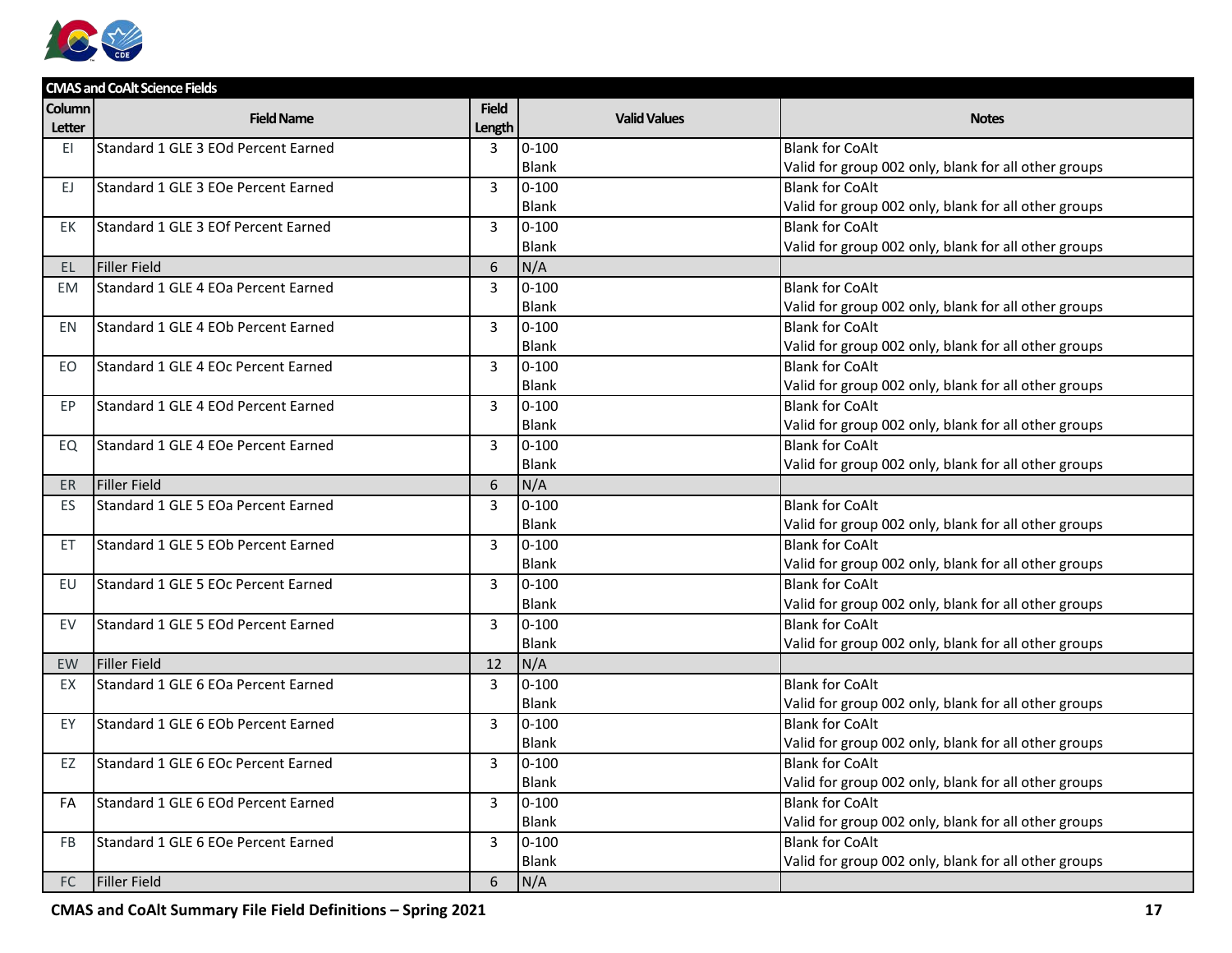| CMAS and CoAlt Science Fields | | | | |
|---|---|---|---|---|
| **Column Letter** | **Field Name** | **Field Length** | **Valid Values** | **Notes** |
| EI | Standard 1 GLE 3 EOd Percent Earned | 3 | 0-100<br>Blank | Blank for CoAlt<br>Valid for group 002 only, blank for all other groups |
| EJ | Standard 1 GLE 3 EOe Percent Earned | 3 | 0-100<br>Blank | Blank for CoAlt<br>Valid for group 002 only, blank for all other groups |
| EK | Standard 1 GLE 3 EOf Percent Earned | 3 | 0-100<br>Blank | Blank for CoAlt<br>Valid for group 002 only, blank for all other groups |
| EL | Filler Field | 6 | N/A | |
| EM | Standard 1 GLE 4 EOa Percent Earned | 3 | 0-100<br>Blank | Blank for CoAlt<br>Valid for group 002 only, blank for all other groups |
| EN | Standard 1 GLE 4 EOb Percent Earned | 3 | 0-100<br>Blank | Blank for CoAlt<br>Valid for group 002 only, blank for all other groups |
| EO | Standard 1 GLE 4 EOc Percent Earned | 3 | 0-100<br>Blank | Blank for CoAlt<br>Valid for group 002 only, blank for all other groups |
| EP | Standard 1 GLE 4 EOd Percent Earned | 3 | 0-100<br>Blank | Blank for CoAlt<br>Valid for group 002 only, blank for all other groups |
| EQ | Standard 1 GLE 4 EOe Percent Earned | 3 | 0-100<br>Blank | Blank for CoAlt<br>Valid for group 002 only, blank for all other groups |
| ER | Filler Field | 6 | N/A | |
| ES | Standard 1 GLE 5 EOa Percent Earned | 3 | 0-100<br>Blank | Blank for CoAlt<br>Valid for group 002 only, blank for all other groups |
| ET | Standard 1 GLE 5 EOb Percent Earned | 3 | 0-100<br>Blank | Blank for CoAlt<br>Valid for group 002 only, blank for all other groups |
| EU | Standard 1 GLE 5 EOc Percent Earned | 3 | 0-100<br>Blank | Blank for CoAlt<br>Valid for group 002 only, blank for all other groups |
| EV | Standard 1 GLE 5 EOd Percent Earned | 3 | 0-100<br>Blank | Blank for CoAlt<br>Valid for group 002 only, blank for all other groups |
| EW | Filler Field | 12 | N/A | |
| EX | Standard 1 GLE 6 EOa Percent Earned | 3 | 0-100<br>Blank | Blank for CoAlt<br>Valid for group 002 only, blank for all other groups |
| EY | Standard 1 GLE 6 EOb Percent Earned | 3 | 0-100<br>Blank | Blank for CoAlt<br>Valid for group 002 only, blank for all other groups |
| EZ | Standard 1 GLE 6 EOc Percent Earned | 3 | 0-100<br>Blank | Blank for CoAlt<br>Valid for group 002 only, blank for all other groups |
| FA | Standard 1 GLE 6 EOd Percent Earned | 3 | 0-100<br>Blank | Blank for CoAlt<br>Valid for group 002 only, blank for all other groups |
| FB | Standard 1 GLE 6 EOe Percent Earned | 3 | 0-100<br>Blank | Blank for CoAlt<br>Valid for group 002 only, blank for all other groups |
| FC | Filler Field | 6 | N/A | |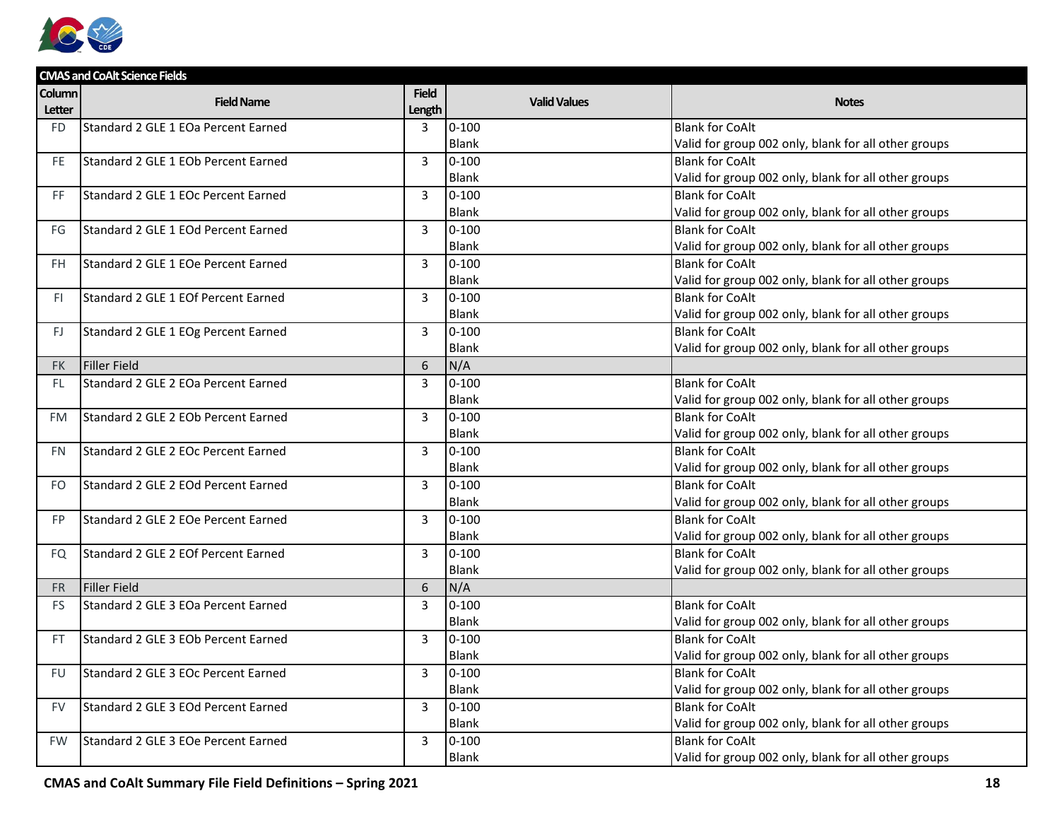| CMAS and CoAlt Science Fields | | | | |
|---|---|---|---|---|
| Column Letter | Field Name | Field Length | Valid Values | Notes |
| FD | Standard 2 GLE 1 EOa Percent Earned | 3 | 0-100<br>Blank | Blank for CoAlt<br>Valid for group 002 only, blank for all other groups |
| FE | Standard 2 GLE 1 EOb Percent Earned | 3 | 0-100<br>Blank | Blank for CoAlt<br>Valid for group 002 only, blank for all other groups |
| FF | Standard 2 GLE 1 EOc Percent Earned | 3 | 0-100<br>Blank | Blank for CoAlt<br>Valid for group 002 only, blank for all other groups |
| FG | Standard 2 GLE 1 EOd Percent Earned | 3 | 0-100<br>Blank | Blank for CoAlt<br>Valid for group 002 only, blank for all other groups |
| FH | Standard 2 GLE 1 EOe Percent Earned | 3 | 0-100<br>Blank | Blank for CoAlt<br>Valid for group 002 only, blank for all other groups |
| FI | Standard 2 GLE 1 EOf Percent Earned | 3 | 0-100<br>Blank | Blank for CoAlt<br>Valid for group 002 only, blank for all other groups |
| FJ | Standard 2 GLE 1 EOg Percent Earned | 3 | 0-100<br>Blank | Blank for CoAlt<br>Valid for group 002 only, blank for all other groups |
| FK | Filler Field | 6 | N/A | |
| FL | Standard 2 GLE 2 EOa Percent Earned | 3 | 0-100<br>Blank | Blank for CoAlt<br>Valid for group 002 only, blank for all other groups |
| FM | Standard 2 GLE 2 EOb Percent Earned | 3 | 0-100<br>Blank | Blank for CoAlt<br>Valid for group 002 only, blank for all other groups |
| FN | Standard 2 GLE 2 EOc Percent Earned | 3 | 0-100<br>Blank | Blank for CoAlt<br>Valid for group 002 only, blank for all other groups |
| FO | Standard 2 GLE 2 EOd Percent Earned | 3 | 0-100<br>Blank | Blank for CoAlt<br>Valid for group 002 only, blank for all other groups |
| FP | Standard 2 GLE 2 EOe Percent Earned | 3 | 0-100<br>Blank | Blank for CoAlt<br>Valid for group 002 only, blank for all other groups |
| FQ | Standard 2 GLE 2 EOf Percent Earned | 3 | 0-100<br>Blank | Blank for CoAlt<br>Valid for group 002 only, blank for all other groups |
| FR | Filler Field | 6 | N/A | |
| FS | Standard 2 GLE 3 EOa Percent Earned | 3 | 0-100<br>Blank | Blank for CoAlt<br>Valid for group 002 only, blank for all other groups |
| FT | Standard 2 GLE 3 EOb Percent Earned | 3 | 0-100<br>Blank | Blank for CoAlt<br>Valid for group 002 only, blank for all other groups |
| FU | Standard 2 GLE 3 EOc Percent Earned | 3 | 0-100<br>Blank | Blank for CoAlt<br>Valid for group 002 only, blank for all other groups |
| FV | Standard 2 GLE 3 EOd Percent Earned | 3 | 0-100<br>Blank | Blank for CoAlt<br>Valid for group 002 only, blank for all other groups |
| FW | Standard 2 GLE 3 EOe Percent Earned | 3 | 0-100<br>Blank | Blank for CoAlt<br>Valid for group 002 only, blank for all other groups |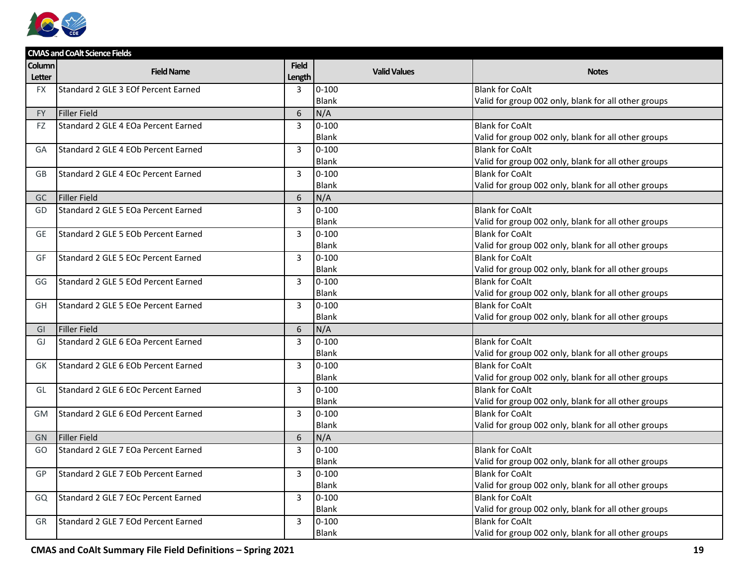| CMAS and CoAlt Science Fields | | | | |
| --- | --- | --- | --- | --- |
| Column Letter | Field Name | Field Length | Valid Values | Notes |
| FX | Standard 2 GLE 3 EOf Percent Earned | 3 | 0-100<br>Blank | Blank for CoAlt<br>Valid for group 002 only, blank for all other groups |
| FY | Filler Field | 6 | N/A | |
| FZ | Standard 2 GLE 4 EOa Percent Earned | 3 | 0-100<br>Blank | Blank for CoAlt<br>Valid for group 002 only, blank for all other groups |
| GA | Standard 2 GLE 4 EOb Percent Earned | 3 | 0-100<br>Blank | Blank for CoAlt<br>Valid for group 002 only, blank for all other groups |
| GB | Standard 2 GLE 4 EOc Percent Earned | 3 | 0-100<br>Blank | Blank for CoAlt<br>Valid for group 002 only, blank for all other groups |
| GC | Filler Field | 6 | N/A | |
| GD | Standard 2 GLE 5 EOa Percent Earned | 3 | 0-100<br>Blank | Blank for CoAlt<br>Valid for group 002 only, blank for all other groups |
| GE | Standard 2 GLE 5 EOb Percent Earned | 3 | 0-100<br>Blank | Blank for CoAlt<br>Valid for group 002 only, blank for all other groups |
| GF | Standard 2 GLE 5 EOc Percent Earned | 3 | 0-100<br>Blank | Blank for CoAlt<br>Valid for group 002 only, blank for all other groups |
| GG | Standard 2 GLE 5 EOd Percent Earned | 3 | 0-100<br>Blank | Blank for CoAlt<br>Valid for group 002 only, blank for all other groups |
| GH | Standard 2 GLE 5 EOe Percent Earned | 3 | 0-100<br>Blank | Blank for CoAlt<br>Valid for group 002 only, blank for all other groups |
| GI | Filler Field | 6 | N/A | |
| GJ | Standard 2 GLE 6 EOa Percent Earned | 3 | 0-100<br>Blank | Blank for CoAlt<br>Valid for group 002 only, blank for all other groups |
| GK | Standard 2 GLE 6 EOb Percent Earned | 3 | 0-100<br>Blank | Blank for CoAlt<br>Valid for group 002 only, blank for all other groups |
| GL | Standard 2 GLE 6 EOc Percent Earned | 3 | 0-100<br>Blank | Blank for CoAlt<br>Valid for group 002 only, blank for all other groups |
| GM | Standard 2 GLE 6 EOd Percent Earned | 3 | 0-100<br>Blank | Blank for CoAlt<br>Valid for group 002 only, blank for all other groups |
| GN | Filler Field | 6 | N/A | |
| GO | Standard 2 GLE 7 EOa Percent Earned | 3 | 0-100<br>Blank | Blank for CoAlt<br>Valid for group 002 only, blank for all other groups |
| GP | Standard 2 GLE 7 EOb Percent Earned | 3 | 0-100<br>Blank | Blank for CoAlt<br>Valid for group 002 only, blank for all other groups |
| GQ | Standard 2 GLE 7 EOc Percent Earned | 3 | 0-100<br>Blank | Blank for CoAlt<br>Valid for group 002 only, blank for all other groups |
| GR | Standard 2 GLE 7 EOd Percent Earned | 3 | 0-100<br>Blank | Blank for CoAlt<br>Valid for group 002 only, blank for all other groups |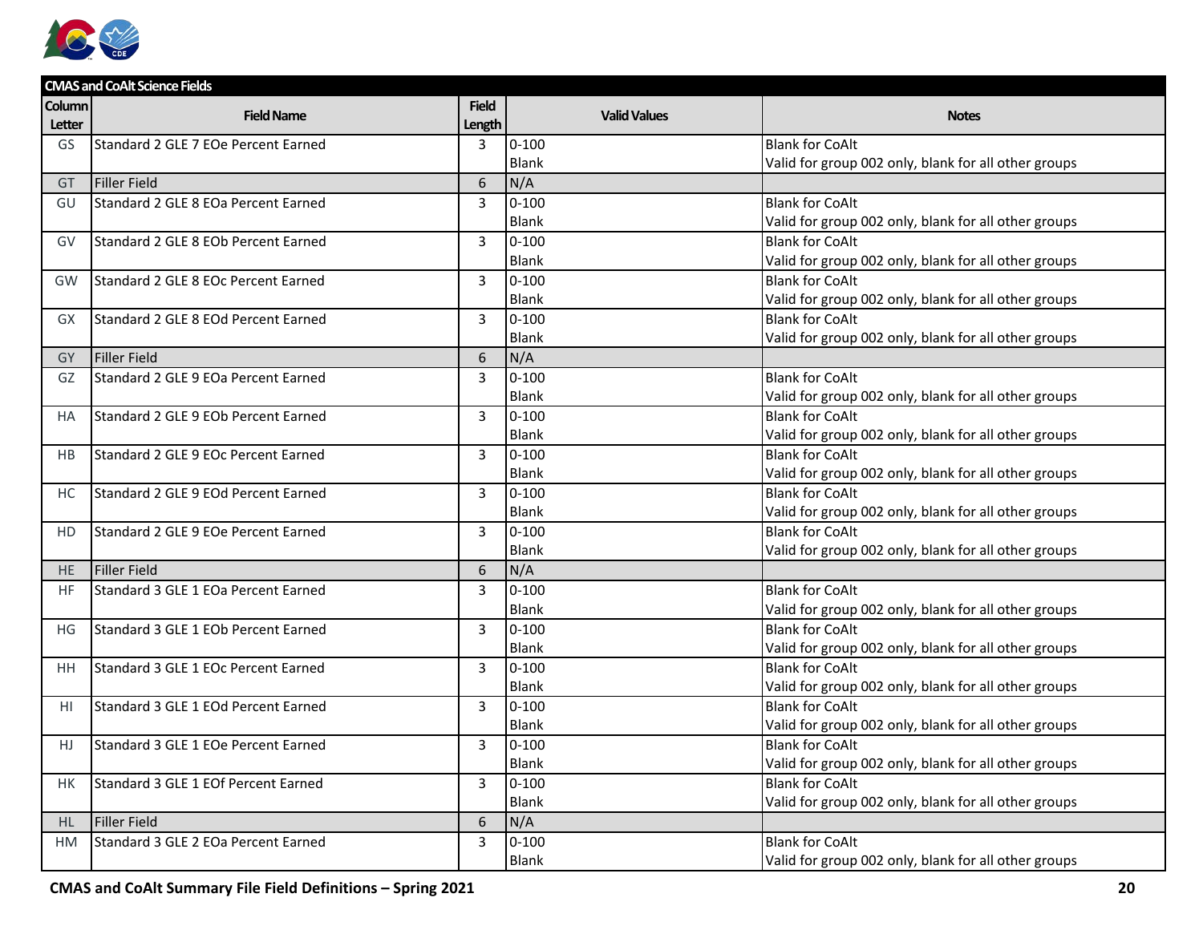| CMAS and CoAlt Science Fields | | | | |
|---|---|---|---|---|
| Column Letter | Field Name | Field Length | Valid Values | Notes |
| GS | Standard 2 GLE 7 EOe Percent Earned | 3 | 0-100<br>Blank | Blank for CoAlt<br>Valid for group 002 only, blank for all other groups |
| GT | Filler Field | 6 | N/A | |
| GU | Standard 2 GLE 8 EOa Percent Earned | 3 | 0-100<br>Blank | Blank for CoAlt<br>Valid for group 002 only, blank for all other groups |
| GV | Standard 2 GLE 8 EOb Percent Earned | 3 | 0-100<br>Blank | Blank for CoAlt<br>Valid for group 002 only, blank for all other groups |
| GW | Standard 2 GLE 8 EOc Percent Earned | 3 | 0-100<br>Blank | Blank for CoAlt<br>Valid for group 002 only, blank for all other groups |
| GX | Standard 2 GLE 8 EOd Percent Earned | 3 | 0-100<br>Blank | Blank for CoAlt<br>Valid for group 002 only, blank for all other groups |
| GY | Filler Field | 6 | N/A | |
| GZ | Standard 2 GLE 9 EOa Percent Earned | 3 | 0-100<br>Blank | Blank for CoAlt<br>Valid for group 002 only, blank for all other groups |
| HA | Standard 2 GLE 9 EOb Percent Earned | 3 | 0-100<br>Blank | Blank for CoAlt<br>Valid for group 002 only, blank for all other groups |
| HB | Standard 2 GLE 9 EOc Percent Earned | 3 | 0-100<br>Blank | Blank for CoAlt<br>Valid for group 002 only, blank for all other groups |
| HC | Standard 2 GLE 9 EOd Percent Earned | 3 | 0-100<br>Blank | Blank for CoAlt<br>Valid for group 002 only, blank for all other groups |
| HD | Standard 2 GLE 9 EOe Percent Earned | 3 | 0-100<br>Blank | Blank for CoAlt<br>Valid for group 002 only, blank for all other groups |
| HE | Filler Field | 6 | N/A | |
| HF | Standard 3 GLE 1 EOa Percent Earned | 3 | 0-100<br>Blank | Blank for CoAlt<br>Valid for group 002 only, blank for all other groups |
| HG | Standard 3 GLE 1 EOb Percent Earned | 3 | 0-100<br>Blank | Blank for CoAlt<br>Valid for group 002 only, blank for all other groups |
| HH | Standard 3 GLE 1 EOc Percent Earned | 3 | 0-100<br>Blank | Blank for CoAlt<br>Valid for group 002 only, blank for all other groups |
| HI | Standard 3 GLE 1 EOd Percent Earned | 3 | 0-100<br>Blank | Blank for CoAlt<br>Valid for group 002 only, blank for all other groups |
| HJ | Standard 3 GLE 1 EOe Percent Earned | 3 | 0-100<br>Blank | Blank for CoAlt<br>Valid for group 002 only, blank for all other groups |
| HK | Standard 3 GLE 1 EOf Percent Earned | 3 | 0-100<br>Blank | Blank for CoAlt<br>Valid for group 002 only, blank for all other groups |
| HL | Filler Field | 6 | N/A | |
| HM | Standard 3 GLE 2 EOa Percent Earned | 3 | 0-100<br>Blank | Blank for CoAlt<br>Valid for group 002 only, blank for all other groups |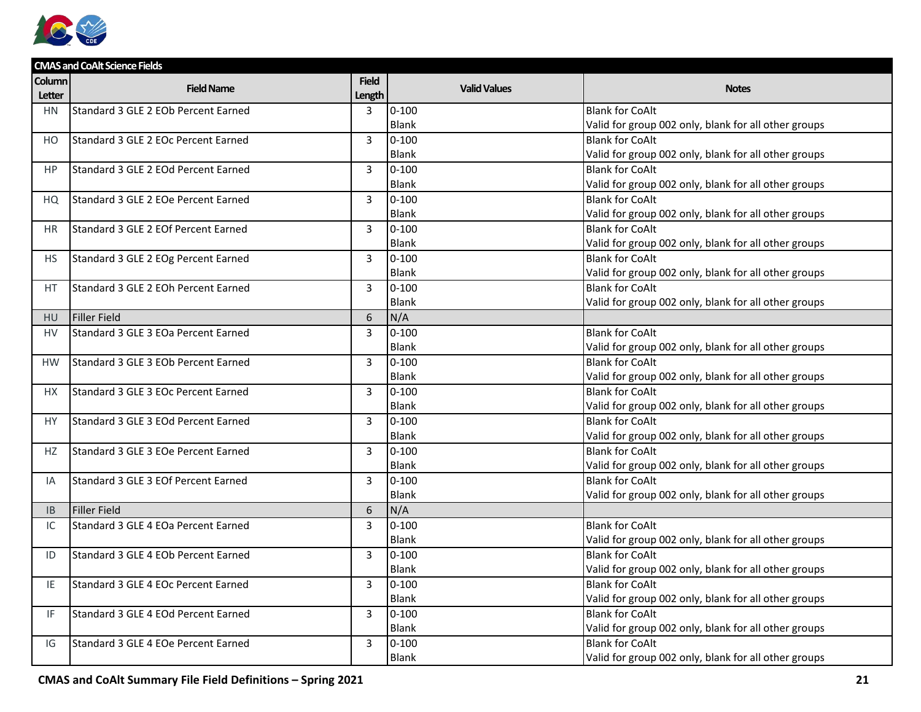| CMAS and CoAlt Science Fields | | | | |
|---|---|---|---|---|
| Column Letter | Field Name | Field Length | Valid Values | Notes |
| HN | Standard 3 GLE 2 EOb Percent Earned | 3 | 0-100<br>Blank | Blank for CoAlt<br>Valid for group 002 only, blank for all other groups |
| HO | Standard 3 GLE 2 EOc Percent Earned | 3 | 0-100<br>Blank | Blank for CoAlt<br>Valid for group 002 only, blank for all other groups |
| HP | Standard 3 GLE 2 EOd Percent Earned | 3 | 0-100<br>Blank | Blank for CoAlt<br>Valid for group 002 only, blank for all other groups |
| HQ | Standard 3 GLE 2 EOe Percent Earned | 3 | 0-100<br>Blank | Blank for CoAlt<br>Valid for group 002 only, blank for all other groups |
| HR | Standard 3 GLE 2 EOf Percent Earned | 3 | 0-100<br>Blank | Blank for CoAlt<br>Valid for group 002 only, blank for all other groups |
| HS | Standard 3 GLE 2 EOg Percent Earned | 3 | 0-100<br>Blank | Blank for CoAlt<br>Valid for group 002 only, blank for all other groups |
| HT | Standard 3 GLE 2 EOh Percent Earned | 3 | 0-100<br>Blank | Blank for CoAlt<br>Valid for group 002 only, blank for all other groups |
| HU | Filler Field | 6 | N/A | |
| HV | Standard 3 GLE 3 EOa Percent Earned | 3 | 0-100<br>Blank | Blank for CoAlt<br>Valid for group 002 only, blank for all other groups |
| HW | Standard 3 GLE 3 EOb Percent Earned | 3 | 0-100<br>Blank | Blank for CoAlt<br>Valid for group 002 only, blank for all other groups |
| HX | Standard 3 GLE 3 EOc Percent Earned | 3 | 0-100<br>Blank | Blank for CoAlt<br>Valid for group 002 only, blank for all other groups |
| HY | Standard 3 GLE 3 EOd Percent Earned | 3 | 0-100<br>Blank | Blank for CoAlt<br>Valid for group 002 only, blank for all other groups |
| HZ | Standard 3 GLE 3 EOe Percent Earned | 3 | 0-100<br>Blank | Blank for CoAlt<br>Valid for group 002 only, blank for all other groups |
| IA | Standard 3 GLE 3 EOf Percent Earned | 3 | 0-100<br>Blank | Blank for CoAlt<br>Valid for group 002 only, blank for all other groups |
| IB | Filler Field | 6 | N/A | |
| IC | Standard 3 GLE 4 EOa Percent Earned | 3 | 0-100<br>Blank | Blank for CoAlt<br>Valid for group 002 only, blank for all other groups |
| ID | Standard 3 GLE 4 EOb Percent Earned | 3 | 0-100<br>Blank | Blank for CoAlt<br>Valid for group 002 only, blank for all other groups |
| IE | Standard 3 GLE 4 EOc Percent Earned | 3 | 0-100<br>Blank | Blank for CoAlt<br>Valid for group 002 only, blank for all other groups |
| IF | Standard 3 GLE 4 EOd Percent Earned | 3 | 0-100<br>Blank | Blank for CoAlt<br>Valid for group 002 only, blank for all other groups |
| IG | Standard 3 GLE 4 EOe Percent Earned | 3 | 0-100<br>Blank | Blank for CoAlt<br>Valid for group 002 only, blank for all other groups |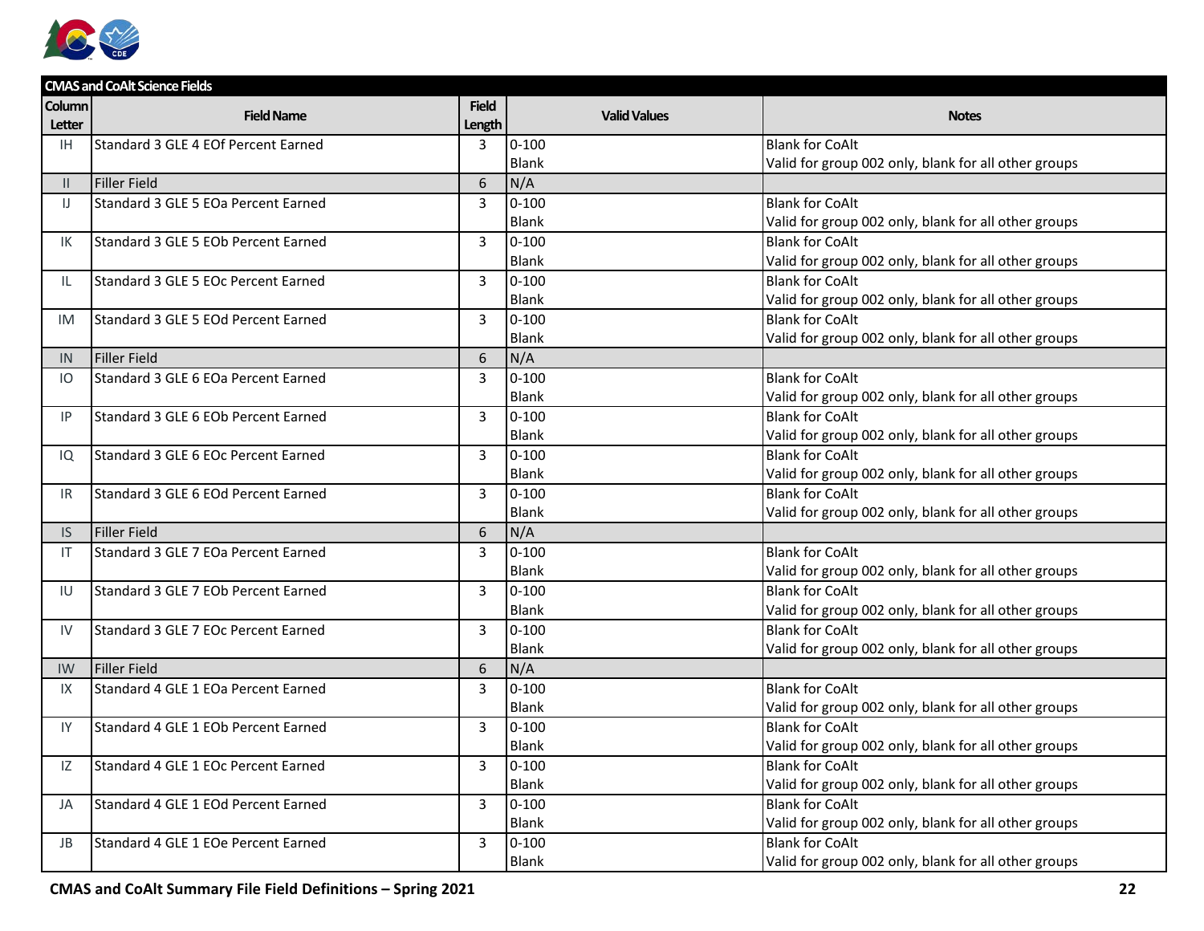| CMAS and CoAlt Science Fields | | | | |
|---|---|---|---|---|
| Column Letter | Field Name | Field Length | Valid Values | Notes |
| IH | Standard 3 GLE 4 EOf Percent Earned | 3 | 0-100<br>Blank | Blank for CoAlt<br>Valid for group 002 only, blank for all other groups |
| II | Filler Field | 6 | N/A | |
| IJ | Standard 3 GLE 5 EOa Percent Earned | 3 | 0-100<br>Blank | Blank for CoAlt<br>Valid for group 002 only, blank for all other groups |
| IK | Standard 3 GLE 5 EOb Percent Earned | 3 | 0-100<br>Blank | Blank for CoAlt<br>Valid for group 002 only, blank for all other groups |
| IL | Standard 3 GLE 5 EOc Percent Earned | 3 | 0-100<br>Blank | Blank for CoAlt<br>Valid for group 002 only, blank for all other groups |
| IM | Standard 3 GLE 5 EOd Percent Earned | 3 | 0-100<br>Blank | Blank for CoAlt<br>Valid for group 002 only, blank for all other groups |
| IN | Filler Field | 6 | N/A | |
| IO | Standard 3 GLE 6 EOa Percent Earned | 3 | 0-100<br>Blank | Blank for CoAlt<br>Valid for group 002 only, blank for all other groups |
| IP | Standard 3 GLE 6 EOb Percent Earned | 3 | 0-100<br>Blank | Blank for CoAlt<br>Valid for group 002 only, blank for all other groups |
| IQ | Standard 3 GLE 6 EOc Percent Earned | 3 | 0-100<br>Blank | Blank for CoAlt<br>Valid for group 002 only, blank for all other groups |
| IR | Standard 3 GLE 6 EOd Percent Earned | 3 | 0-100<br>Blank | Blank for CoAlt<br>Valid for group 002 only, blank for all other groups |
| IS | Filler Field | 6 | N/A | |
| IT | Standard 3 GLE 7 EOa Percent Earned | 3 | 0-100<br>Blank | Blank for CoAlt<br>Valid for group 002 only, blank for all other groups |
| IU | Standard 3 GLE 7 EOb Percent Earned | 3 | 0-100<br>Blank | Blank for CoAlt<br>Valid for group 002 only, blank for all other groups |
| IV | Standard 3 GLE 7 EOc Percent Earned | 3 | 0-100<br>Blank | Blank for CoAlt<br>Valid for group 002 only, blank for all other groups |
| IW | Filler Field | 6 | N/A | |
| IX | Standard 4 GLE 1 EOa Percent Earned | 3 | 0-100<br>Blank | Blank for CoAlt<br>Valid for group 002 only, blank for all other groups |
| IY | Standard 4 GLE 1 EOb Percent Earned | 3 | 0-100<br>Blank | Blank for CoAlt<br>Valid for group 002 only, blank for all other groups |
| IZ | Standard 4 GLE 1 EOc Percent Earned | 3 | 0-100<br>Blank | Blank for CoAlt<br>Valid for group 002 only, blank for all other groups |
| JA | Standard 4 GLE 1 EOd Percent Earned | 3 | 0-100<br>Blank | Blank for CoAlt<br>Valid for group 002 only, blank for all other groups |
| JB | Standard 4 GLE 1 EOe Percent Earned | 3 | 0-100<br>Blank | Blank for CoAlt<br>Valid for group 002 only, blank for all other groups |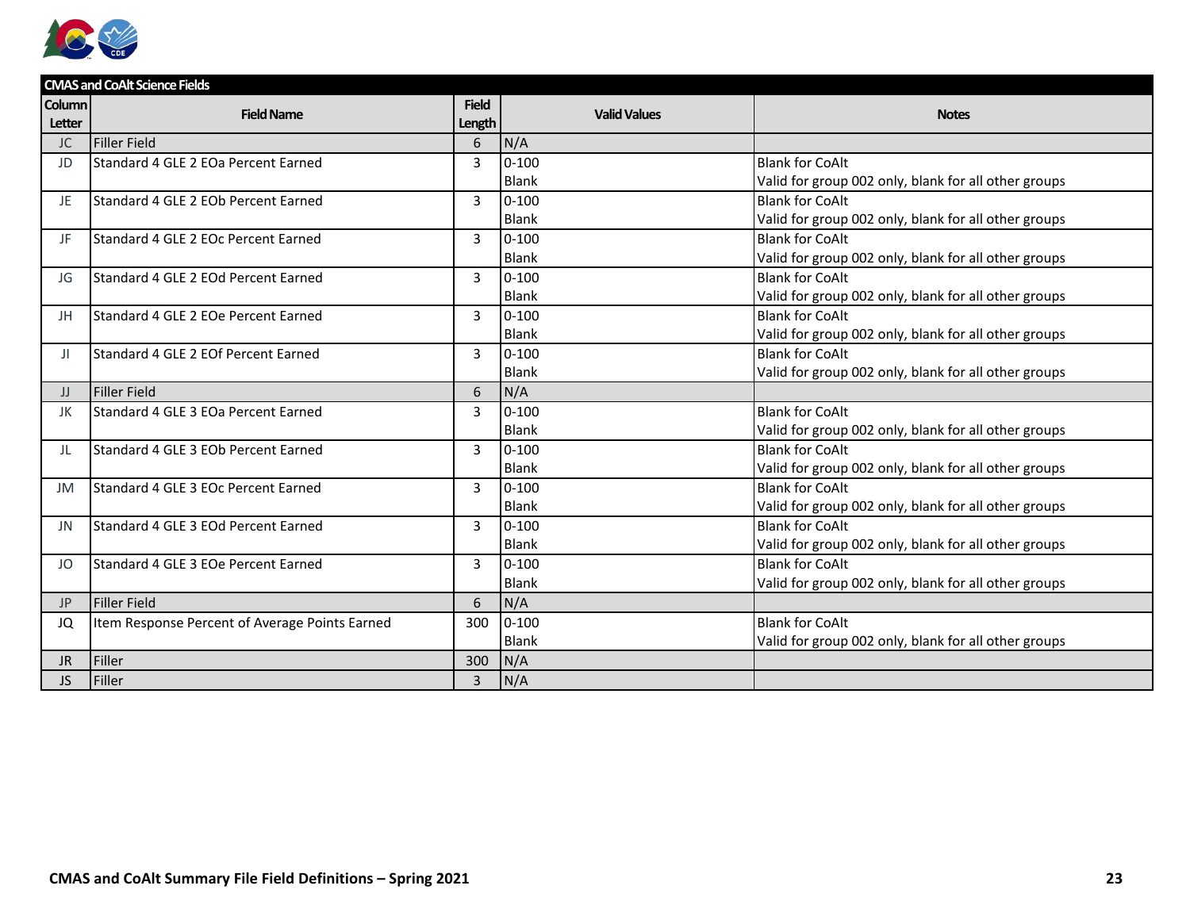| CMAS and CoAlt Science Fields | | | | |
|---|---|---|---|---|
| **Column Letter** | **Field Name** | **Field Length** | **Valid Values** | **Notes** |
| JC | Filler Field | 6 | N/A | |
| JD | Standard 4 GLE 2 EOa Percent Earned | 3 | 0-100<br>Blank | Blank for CoAlt<br>Valid for group 002 only, blank for all other groups |
| JE | Standard 4 GLE 2 EOb Percent Earned | 3 | 0-100<br>Blank | Blank for CoAlt<br>Valid for group 002 only, blank for all other groups |
| JF | Standard 4 GLE 2 EOc Percent Earned | 3 | 0-100<br>Blank | Blank for CoAlt<br>Valid for group 002 only, blank for all other groups |
| JG | Standard 4 GLE 2 EOd Percent Earned | 3 | 0-100<br>Blank | Blank for CoAlt<br>Valid for group 002 only, blank for all other groups |
| JH | Standard 4 GLE 2 EOe Percent Earned | 3 | 0-100<br>Blank | Blank for CoAlt<br>Valid for group 002 only, blank for all other groups |
| JI | Standard 4 GLE 2 EOf Percent Earned | 3 | 0-100<br>Blank | Blank for CoAlt<br>Valid for group 002 only, blank for all other groups |
| JJ | Filler Field | 6 | N/A | |
| JK | Standard 4 GLE 3 EOa Percent Earned | 3 | 0-100<br>Blank | Blank for CoAlt<br>Valid for group 002 only, blank for all other groups |
| JL | Standard 4 GLE 3 EOb Percent Earned | 3 | 0-100<br>Blank | Blank for CoAlt<br>Valid for group 002 only, blank for all other groups |
| JM | Standard 4 GLE 3 EOc Percent Earned | 3 | 0-100<br>Blank | Blank for CoAlt<br>Valid for group 002 only, blank for all other groups |
| JN | Standard 4 GLE 3 EOd Percent Earned | 3 | 0-100<br>Blank | Blank for CoAlt<br>Valid for group 002 only, blank for all other groups |
| JO | Standard 4 GLE 3 EOe Percent Earned | 3 | 0-100<br>Blank | Blank for CoAlt<br>Valid for group 002 only, blank for all other groups |
| JP | Filler Field | 6 | N/A | |
| JQ | Item Response Percent of Average Points Earned | 300 | 0-100<br>Blank | Blank for CoAlt<br>Valid for group 002 only, blank for all other groups |
| JR | Filler | 300 | N/A | |
| JS | Filler | 3 | N/A | |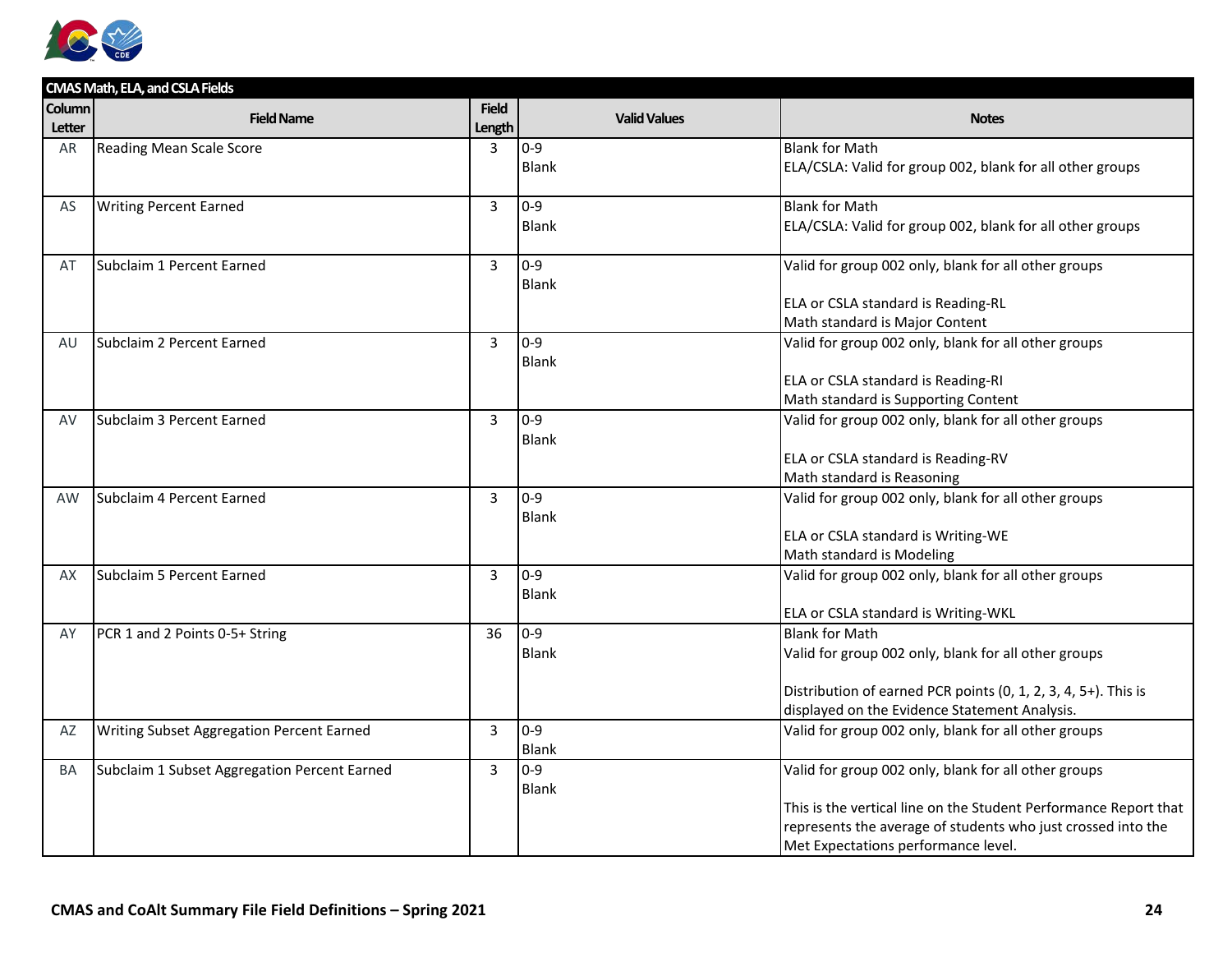| CMAS Math, ELA, and CSLA Fields | | | | |
|---|---|---|---|---|
| Column Letter | Field Name | Field Length | Valid Values | Notes |
| AR | Reading Mean Scale Score | 3 | 0-9<br>Blank | Blank for Math<br>ELA/CSLA: Valid for group 002, blank for all other groups |
| AS | Writing Percent Earned | 3 | 0-9<br>Blank | Blank for Math<br>ELA/CSLA: Valid for group 002, blank for all other groups |
| AT | Subclaim 1 Percent Earned | 3 | 0-9<br>Blank | Valid for group 002 only, blank for all other groups<br><br>ELA or CSLA standard is Reading-RL<br>Math standard is Major Content |
| AU | Subclaim 2 Percent Earned | 3 | 0-9<br>Blank | Valid for group 002 only, blank for all other groups<br><br>ELA or CSLA standard is Reading-RI<br>Math standard is Supporting Content |
| AV | Subclaim 3 Percent Earned | 3 | 0-9<br>Blank | Valid for group 002 only, blank for all other groups<br><br>ELA or CSLA standard is Reading-RV<br>Math standard is Reasoning |
| AW | Subclaim 4 Percent Earned | 3 | 0-9<br>Blank | Valid for group 002 only, blank for all other groups<br><br>ELA or CSLA standard is Writing-WE<br>Math standard is Modeling |
| AX | Subclaim 5 Percent Earned | 3 | 0-9<br>Blank | Valid for group 002 only, blank for all other groups<br><br>ELA or CSLA standard is Writing-WKL |
| AY | PCR 1 and 2 Points 0-5+ String | 36 | 0-9<br>Blank | Blank for Math<br>Valid for group 002 only, blank for all other groups<br><br>Distribution of earned PCR points (0, 1, 2, 3, 4, 5+). This is displayed on the Evidence Statement Analysis. |
| AZ | Writing Subset Aggregation Percent Earned | 3 | 0-9<br>Blank | Valid for group 002 only, blank for all other groups |
| BA | Subclaim 1 Subset Aggregation Percent Earned | 3 | 0-9<br>Blank | Valid for group 002 only, blank for all other groups<br><br>This is the vertical line on the Student Performance Report that represents the average of students who just crossed into the Met Expectations performance level. |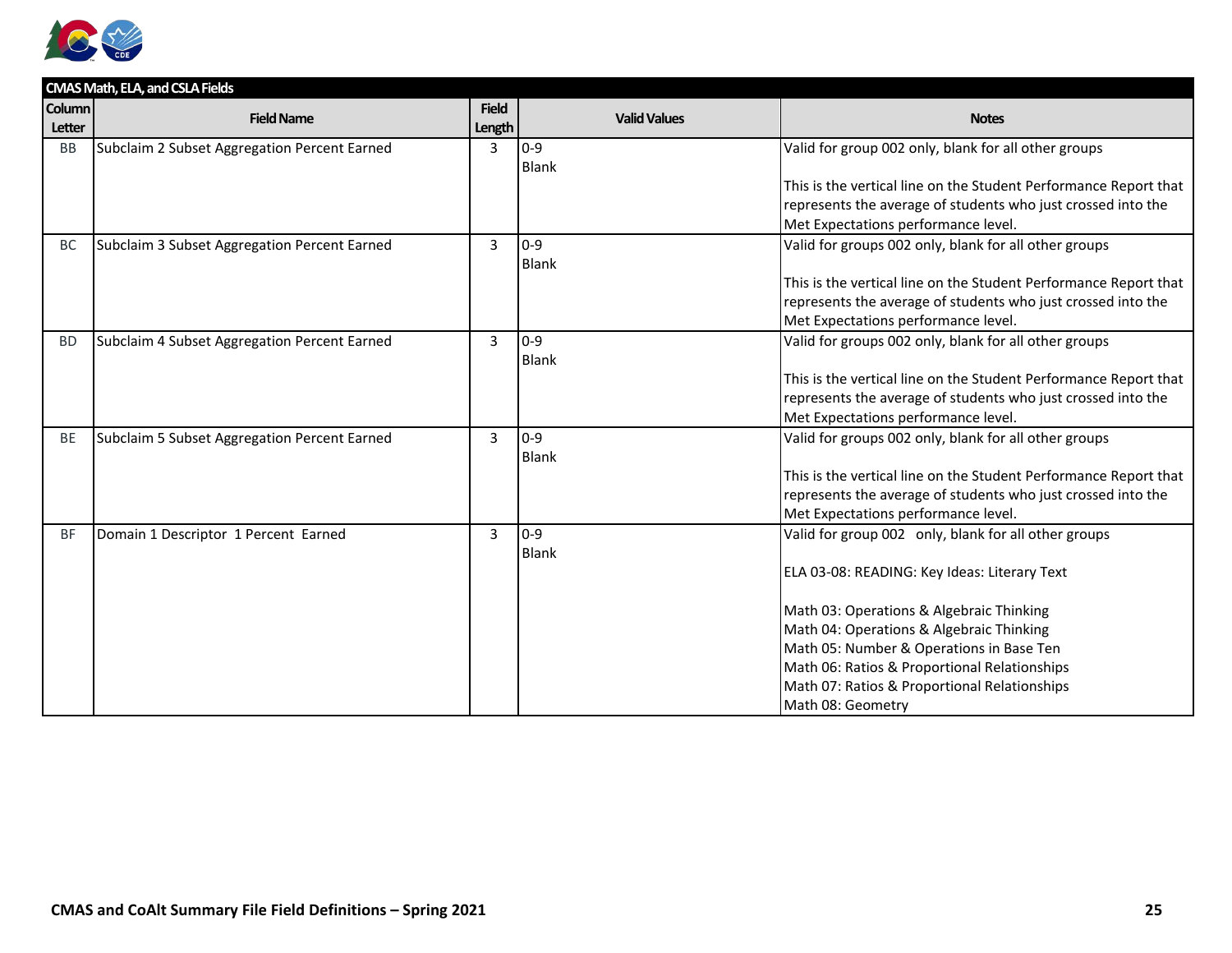| CMAS Math, ELA, and CSLA Fields | | | | |
|---|---|---|---|---|
| Column Letter | Field Name | Field Length | Valid Values | Notes |
| BB | Subclaim 2 Subset Aggregation Percent Earned | 3 | 0-9<br>Blank | Valid for group 002 only, blank for all other groups<br><br>This is the vertical line on the Student Performance Report that represents the average of students who just crossed into the Met Expectations performance level. |
| BC | Subclaim 3 Subset Aggregation Percent Earned | 3 | 0-9<br>Blank | Valid for groups 002 only, blank for all other groups<br><br>This is the vertical line on the Student Performance Report that represents the average of students who just crossed into the Met Expectations performance level. |
| BD | Subclaim 4 Subset Aggregation Percent Earned | 3 | 0-9<br>Blank | Valid for groups 002 only, blank for all other groups<br><br>This is the vertical line on the Student Performance Report that represents the average of students who just crossed into the Met Expectations performance level. |
| BE | Subclaim 5 Subset Aggregation Percent Earned | 3 | 0-9<br>Blank | Valid for groups 002 only, blank for all other groups<br><br>This is the vertical line on the Student Performance Report that represents the average of students who just crossed into the Met Expectations performance level. |
| BF | Domain 1 Descriptor 1 Percent Earned | 3 | 0-9<br>Blank | Valid for group 002 only, blank for all other groups<br><br>ELA 03-08: READING: Key Ideas: Literary Text<br><br>Math 03: Operations & Algebraic Thinking<br>Math 04: Operations & Algebraic Thinking<br>Math 05: Number & Operations in Base Ten<br>Math 06: Ratios & Proportional Relationships<br>Math 07: Ratios & Proportional Relationships<br>Math 08: Geometry |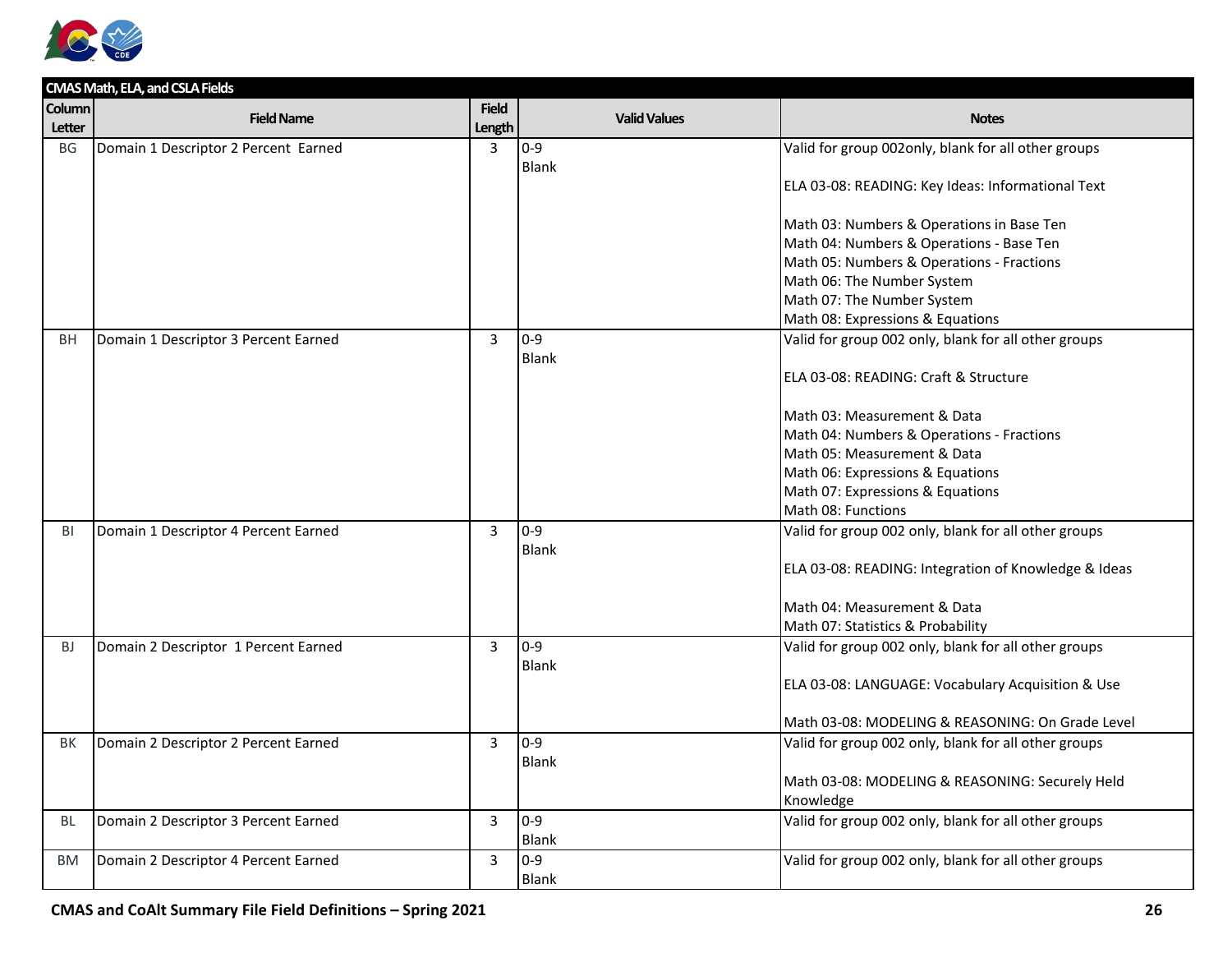| CMAS Math, ELA, and CSLA Fields | | | | |
|---|---|---|---|---|
| **Column Letter** | **Field Name** | **Field Length** | **Valid Values** | **Notes** |
| BG | Domain 1 Descriptor 2 Percent Earned | 3 | 0-9<br>Blank | Valid for group 002only, blank for all other groups<br><br>ELA 03-08: READING: Key Ideas: Informational Text<br><br>Math 03: Numbers & Operations in Base Ten<br>Math 04: Numbers & Operations - Base Ten<br>Math 05: Numbers & Operations - Fractions<br>Math 06: The Number System<br>Math 07: The Number System<br>Math 08: Expressions & Equations |
| BH | Domain 1 Descriptor 3 Percent Earned | 3 | 0-9<br>Blank | Valid for group 002 only, blank for all other groups<br><br>ELA 03-08: READING: Craft & Structure<br><br>Math 03: Measurement & Data<br>Math 04: Numbers & Operations - Fractions<br>Math 05: Measurement & Data<br>Math 06: Expressions & Equations<br>Math 07: Expressions & Equations<br>Math 08: Functions |
| BI | Domain 1 Descriptor 4 Percent Earned | 3 | 0-9<br>Blank | Valid for group 002 only, blank for all other groups<br><br>ELA 03-08: READING: Integration of Knowledge & Ideas<br><br>Math 04: Measurement & Data<br>Math 07: Statistics & Probability |
| BJ | Domain 2 Descriptor 1 Percent Earned | 3 | 0-9<br>Blank | Valid for group 002 only, blank for all other groups<br><br>ELA 03-08: LANGUAGE: Vocabulary Acquisition & Use<br><br>Math 03-08: MODELING & REASONING: On Grade Level |
| BK | Domain 2 Descriptor 2 Percent Earned | 3 | 0-9<br>Blank | Valid for group 002 only, blank for all other groups<br><br>Math 03-08: MODELING & REASONING: Securely Held Knowledge |
| BL | Domain 2 Descriptor 3 Percent Earned | 3 | 0-9<br>Blank | Valid for group 002 only, blank for all other groups |
| BM | Domain 2 Descriptor 4 Percent Earned | 3 | 0-9<br>Blank | Valid for group 002 only, blank for all other groups |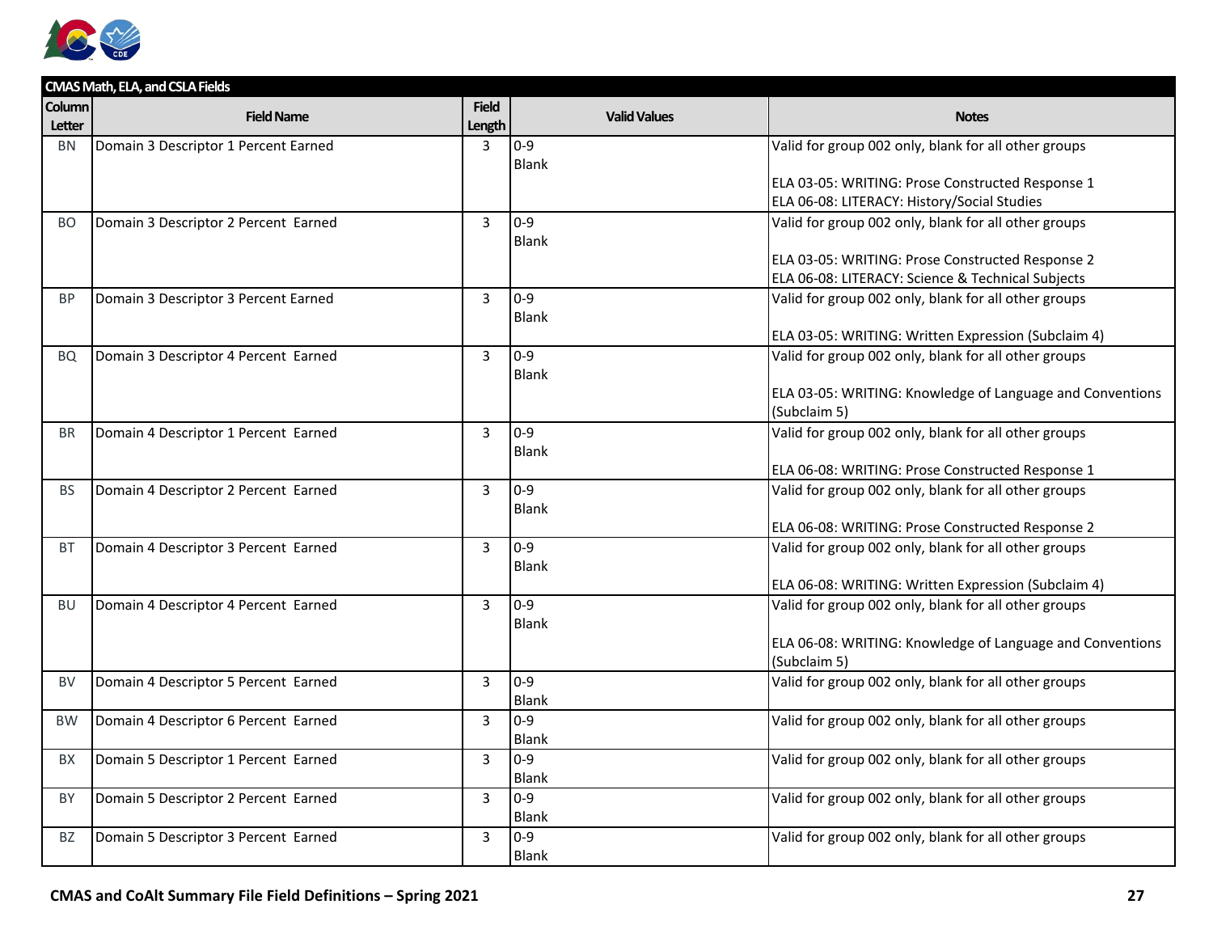| CMAS Math, ELA, and CSLA Fields | | | | |
|---|---|---|---|---|
| **Column Letter** | **Field Name** | **Field Length** | **Valid Values** | **Notes** |
| BN | Domain 3 Descriptor 1 Percent Earned | 3 | 0-9<br>Blank | Valid for group 002 only, blank for all other groups<br><br>ELA 03-05: WRITING: Prose Constructed Response 1<br>ELA 06-08: LITERACY: History/Social Studies |
| BO | Domain 3 Descriptor 2 Percent Earned | 3 | 0-9<br>Blank | Valid for group 002 only, blank for all other groups<br><br>ELA 03-05: WRITING: Prose Constructed Response 2<br>ELA 06-08: LITERACY: Science & Technical Subjects |
| BP | Domain 3 Descriptor 3 Percent Earned | 3 | 0-9<br>Blank | Valid for group 002 only, blank for all other groups<br><br>ELA 03-05: WRITING: Written Expression (Subclaim 4) |
| BQ | Domain 3 Descriptor 4 Percent Earned | 3 | 0-9<br>Blank | Valid for group 002 only, blank for all other groups<br><br>ELA 03-05: WRITING: Knowledge of Language and Conventions (Subclaim 5) |
| BR | Domain 4 Descriptor 1 Percent Earned | 3 | 0-9<br>Blank | Valid for group 002 only, blank for all other groups<br><br>ELA 06-08: WRITING: Prose Constructed Response 1 |
| BS | Domain 4 Descriptor 2 Percent Earned | 3 | 0-9<br>Blank | Valid for group 002 only, blank for all other groups<br><br>ELA 06-08: WRITING: Prose Constructed Response 2 |
| BT | Domain 4 Descriptor 3 Percent Earned | 3 | 0-9<br>Blank | Valid for group 002 only, blank for all other groups<br><br>ELA 06-08: WRITING: Written Expression (Subclaim 4) |
| BU | Domain 4 Descriptor 4 Percent Earned | 3 | 0-9<br>Blank | Valid for group 002 only, blank for all other groups<br><br>ELA 06-08: WRITING: Knowledge of Language and Conventions (Subclaim 5) |
| BV | Domain 4 Descriptor 5 Percent Earned | 3 | 0-9<br>Blank | Valid for group 002 only, blank for all other groups |
| BW | Domain 4 Descriptor 6 Percent Earned | 3 | 0-9<br>Blank | Valid for group 002 only, blank for all other groups |
| BX | Domain 5 Descriptor 1 Percent Earned | 3 | 0-9<br>Blank | Valid for group 002 only, blank for all other groups |
| BY | Domain 5 Descriptor 2 Percent Earned | 3 | 0-9<br>Blank | Valid for group 002 only, blank for all other groups |
| BZ | Domain 5 Descriptor 3 Percent Earned | 3 | 0-9<br>Blank | Valid for group 002 only, blank for all other groups |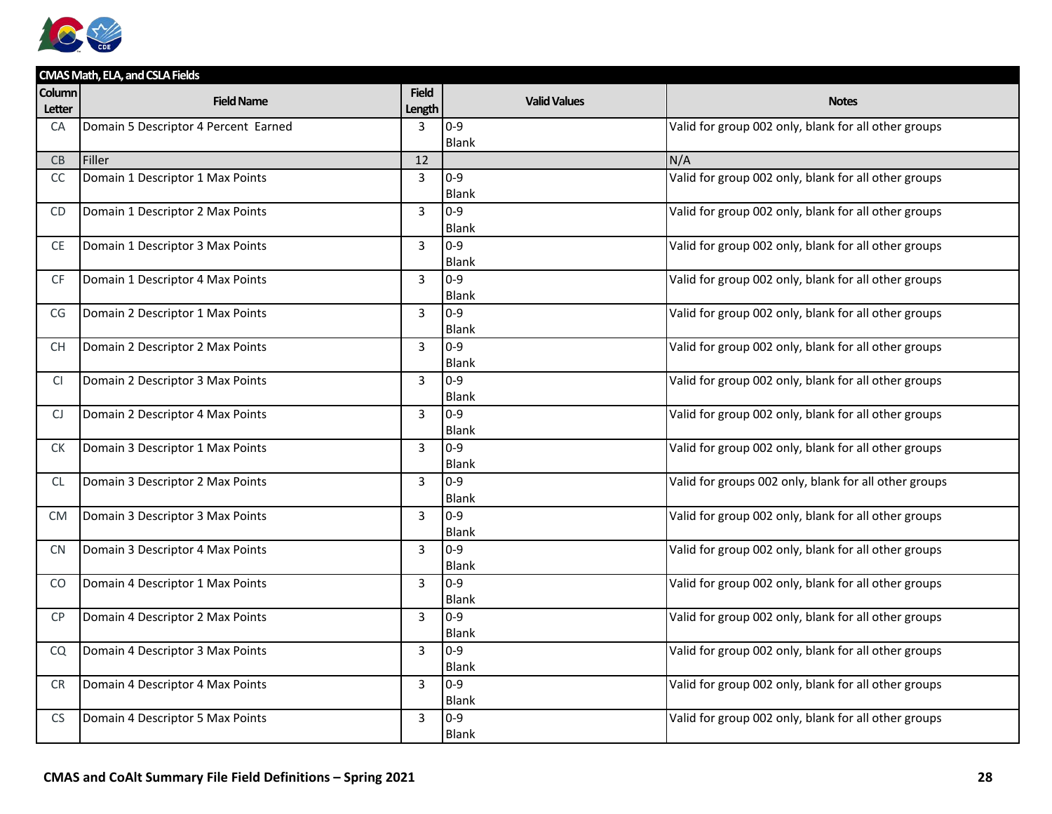| CMAS Math, ELA, and CSLA Fields | | | | |
|---|---|---|---|---|
| **Column Letter** | **Field Name** | **Field Length** | **Valid Values** | **Notes** |
| CA | Domain 5 Descriptor 4 Percent Earned | 3 | 0-9<br>Blank | Valid for group 002 only, blank for all other groups |
| CB | Filler | 12 | | N/A |
| CC | Domain 1 Descriptor 1 Max Points | 3 | 0-9<br>Blank | Valid for group 002 only, blank for all other groups |
| CD | Domain 1 Descriptor 2 Max Points | 3 | 0-9<br>Blank | Valid for group 002 only, blank for all other groups |
| CE | Domain 1 Descriptor 3 Max Points | 3 | 0-9<br>Blank | Valid for group 002 only, blank for all other groups |
| CF | Domain 1 Descriptor 4 Max Points | 3 | 0-9<br>Blank | Valid for group 002 only, blank for all other groups |
| CG | Domain 2 Descriptor 1 Max Points | 3 | 0-9<br>Blank | Valid for group 002 only, blank for all other groups |
| CH | Domain 2 Descriptor 2 Max Points | 3 | 0-9<br>Blank | Valid for group 002 only, blank for all other groups |
| CI | Domain 2 Descriptor 3 Max Points | 3 | 0-9<br>Blank | Valid for group 002 only, blank for all other groups |
| CJ | Domain 2 Descriptor 4 Max Points | 3 | 0-9<br>Blank | Valid for group 002 only, blank for all other groups |
| CK | Domain 3 Descriptor 1 Max Points | 3 | 0-9<br>Blank | Valid for group 002 only, blank for all other groups |
| CL | Domain 3 Descriptor 2 Max Points | 3 | 0-9<br>Blank | Valid for groups 002 only, blank for all other groups |
| CM | Domain 3 Descriptor 3 Max Points | 3 | 0-9<br>Blank | Valid for group 002 only, blank for all other groups |
| CN | Domain 3 Descriptor 4 Max Points | 3 | 0-9<br>Blank | Valid for group 002 only, blank for all other groups |
| CO | Domain 4 Descriptor 1 Max Points | 3 | 0-9<br>Blank | Valid for group 002 only, blank for all other groups |
| CP | Domain 4 Descriptor 2 Max Points | 3 | 0-9<br>Blank | Valid for group 002 only, blank for all other groups |
| CQ | Domain 4 Descriptor 3 Max Points | 3 | 0-9<br>Blank | Valid for group 002 only, blank for all other groups |
| CR | Domain 4 Descriptor 4 Max Points | 3 | 0-9<br>Blank | Valid for group 002 only, blank for all other groups |
| CS | Domain 4 Descriptor 5 Max Points | 3 | 0-9<br>Blank | Valid for group 002 only, blank for all other groups |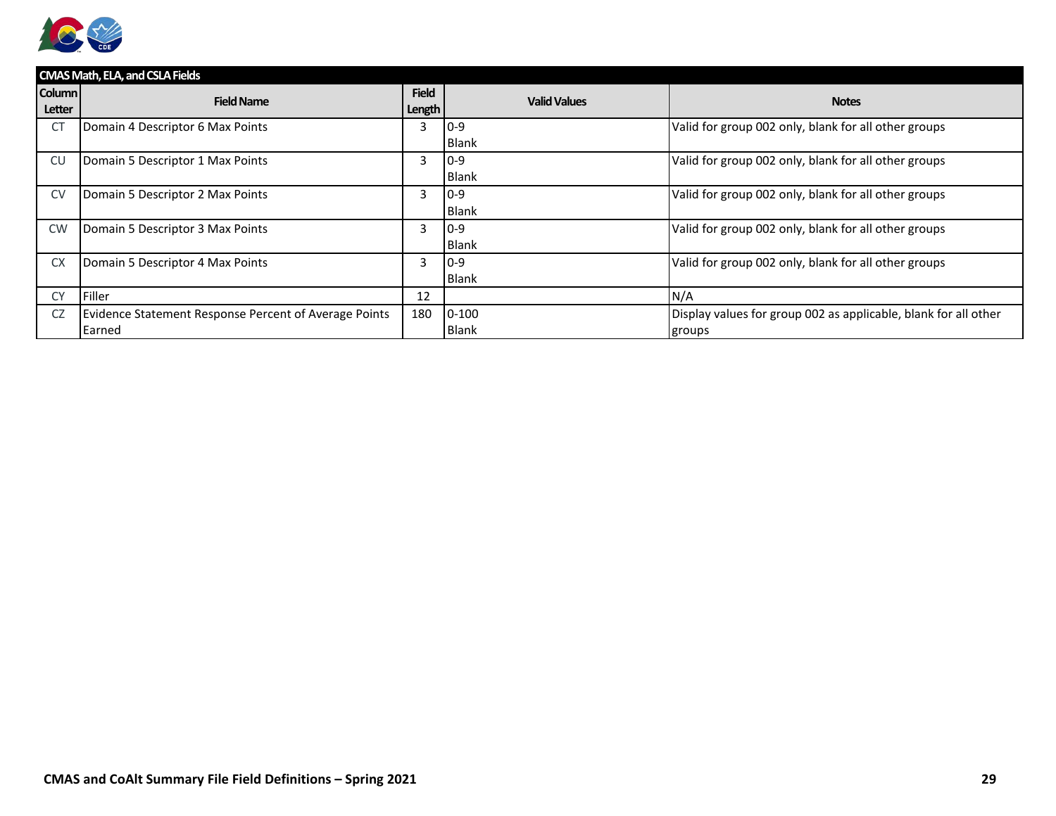| CMAS Math, ELA, and CSLA Fields | | | | |
|---|---|---|---|---|
| Column Letter | Field Name | Field Length | Valid Values | Notes |
| CT | Domain 4 Descriptor 6 Max Points | 3 | 0-9<br>Blank | Valid for group 002 only, blank for all other groups |
| CU | Domain 5 Descriptor 1 Max Points | 3 | 0-9<br>Blank | Valid for group 002 only, blank for all other groups |
| CV | Domain 5 Descriptor 2 Max Points | 3 | 0-9<br>Blank | Valid for group 002 only, blank for all other groups |
| CW | Domain 5 Descriptor 3 Max Points | 3 | 0-9<br>Blank | Valid for group 002 only, blank for all other groups |
| CX | Domain 5 Descriptor 4 Max Points | 3 | 0-9<br>Blank | Valid for group 002 only, blank for all other groups |
| CY | Filler | 12 | | N/A |
| CZ | Evidence Statement Response Percent of Average Points Earned | 180 | 0-100<br>Blank | Display values for group 002 as applicable, blank for all other groups |